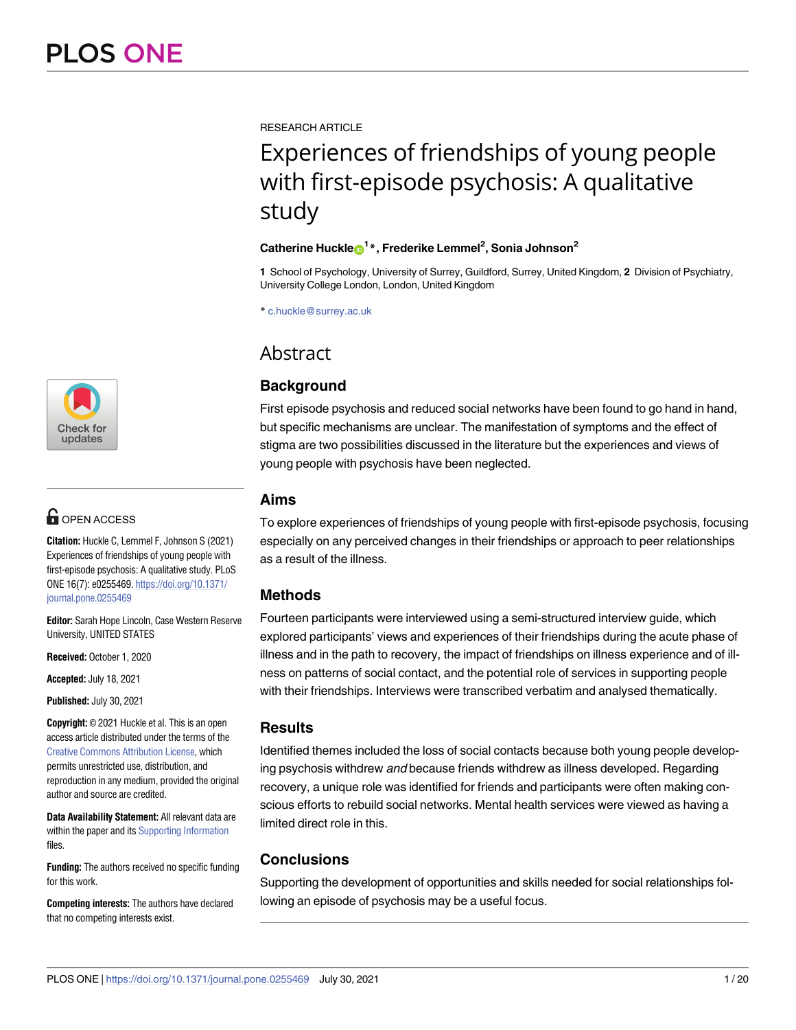RESEARCH ARTICLE

# Experiences of friendships of young people with first-episode psychosis: A qualitative study

**Catherine Huckle[1]*, Frederike Lemmel[2], Sonia Johnson[2]**

**1** School of Psychology, University of Surrey, Guildford, Surrey, United Kingdom, **2** Division of Psychiatry, University College London, London, United Kingdom

* c.huckle@surrey.ac.uk

## Abstract

### Background

First episode psychosis and reduced social networks have been found to go hand in hand, but specific mechanisms are unclear. The manifestation of symptoms and the effect of stigma are two possibilities discussed in the literature but the experiences and views of young people with psychosis have been neglected.

### Aims

To explore experiences of friendships of young people with first-episode psychosis, focusing especially on any perceived changes in their friendships or approach to peer relationships as a result of the illness.

### Methods

Fourteen participants were interviewed using a semi-structured interview guide, which explored participants' views and experiences of their friendships during the acute phase of illness and in the path to recovery, the impact of friendships on illness experience and of illness on patterns of social contact, and the potential role of services in supporting people with their friendships. Interviews were transcribed verbatim and analysed thematically.

### Results

Identified themes included the loss of social contacts because both young people developing psychosis withdrew *and* because friends withdrew as illness developed. Regarding recovery, a unique role was identified for friends and participants were often making conscious efforts to rebuild social networks. Mental health services were viewed as having a limited direct role in this.

### Conclusions

Supporting the development of opportunities and skills needed for social relationships following an episode of psychosis may be a useful focus.

OPEN ACCESS

**Citation:** Huckle C, Lemmel F, Johnson S (2021) Experiences of friendships of young people with first-episode psychosis: A qualitative study. PLoS ONE 16(7): e0255469. https://doi.org/10.1371/journal.pone.0255469

**Editor:** Sarah Hope Lincoln, Case Western Reserve University, UNITED STATES

**Received:** October 1, 2020

**Accepted:** July 18, 2021

**Published:** July 30, 2021

**Copyright:** © 2021 Huckle et al. This is an open access article distributed under the terms of the Creative Commons Attribution License, which permits unrestricted use, distribution, and reproduction in any medium, provided the original author and source are credited.

**Data Availability Statement:** All relevant data are within the paper and its Supporting Information files.

**Funding:** The authors received no specific funding for this work.

**Competing interests:** The authors have declared that no competing interests exist.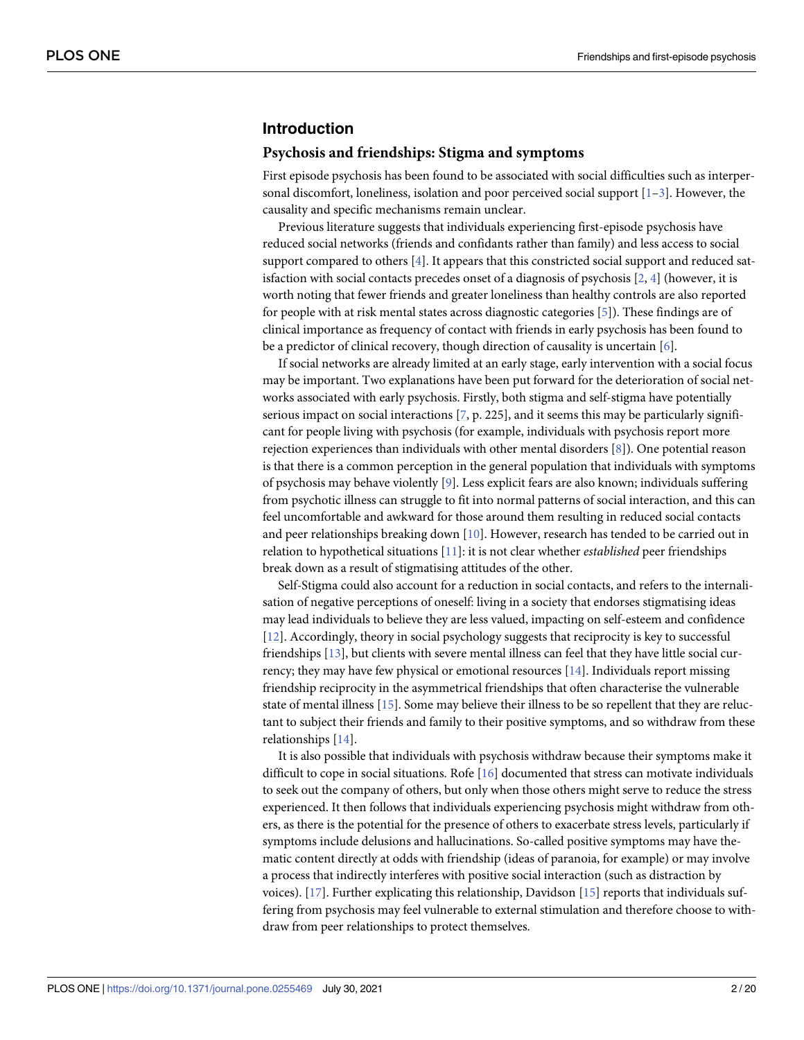## Introduction

### Psychosis and friendships: Stigma and symptoms

First episode psychosis has been found to be associated with social difficulties such as interpersonal discomfort, loneliness, isolation and poor perceived social support [1–3]. However, the causality and specific mechanisms remain unclear.

Previous literature suggests that individuals experiencing first-episode psychosis have reduced social networks (friends and confidants rather than family) and less access to social support compared to others [4]. It appears that this constricted social support and reduced satisfaction with social contacts precedes onset of a diagnosis of psychosis [2, 4] (however, it is worth noting that fewer friends and greater loneliness than healthy controls are also reported for people with at risk mental states across diagnostic categories [5]). These findings are of clinical importance as frequency of contact with friends in early psychosis has been found to be a predictor of clinical recovery, though direction of causality is uncertain [6].

If social networks are already limited at an early stage, early intervention with a social focus may be important. Two explanations have been put forward for the deterioration of social networks associated with early psychosis. Firstly, both stigma and self-stigma have potentially serious impact on social interactions [7, p. 225], and it seems this may be particularly significant for people living with psychosis (for example, individuals with psychosis report more rejection experiences than individuals with other mental disorders [8]). One potential reason is that there is a common perception in the general population that individuals with symptoms of psychosis may behave violently [9]. Less explicit fears are also known; individuals suffering from psychotic illness can struggle to fit into normal patterns of social interaction, and this can feel uncomfortable and awkward for those around them resulting in reduced social contacts and peer relationships breaking down [10]. However, research has tended to be carried out in relation to hypothetical situations [11]: it is not clear whether *established* peer friendships break down as a result of stigmatising attitudes of the other.

Self-Stigma could also account for a reduction in social contacts, and refers to the internalisation of negative perceptions of oneself: living in a society that endorses stigmatising ideas may lead individuals to believe they are less valued, impacting on self-esteem and confidence [12]. Accordingly, theory in social psychology suggests that reciprocity is key to successful friendships [13], but clients with severe mental illness can feel that they have little social currency; they may have few physical or emotional resources [14]. Individuals report missing friendship reciprocity in the asymmetrical friendships that often characterise the vulnerable state of mental illness [15]. Some may believe their illness to be so repellent that they are reluctant to subject their friends and family to their positive symptoms, and so withdraw from these relationships [14].

It is also possible that individuals with psychosis withdraw because their symptoms make it difficult to cope in social situations. Rofe [16] documented that stress can motivate individuals to seek out the company of others, but only when those others might serve to reduce the stress experienced. It then follows that individuals experiencing psychosis might withdraw from others, as there is the potential for the presence of others to exacerbate stress levels, particularly if symptoms include delusions and hallucinations. So-called positive symptoms may have thematic content directly at odds with friendship (ideas of paranoia, for example) or may involve a process that indirectly interferes with positive social interaction (such as distraction by voices). [17]. Further explicating this relationship, Davidson [15] reports that individuals suffering from psychosis may feel vulnerable to external stimulation and therefore choose to withdraw from peer relationships to protect themselves.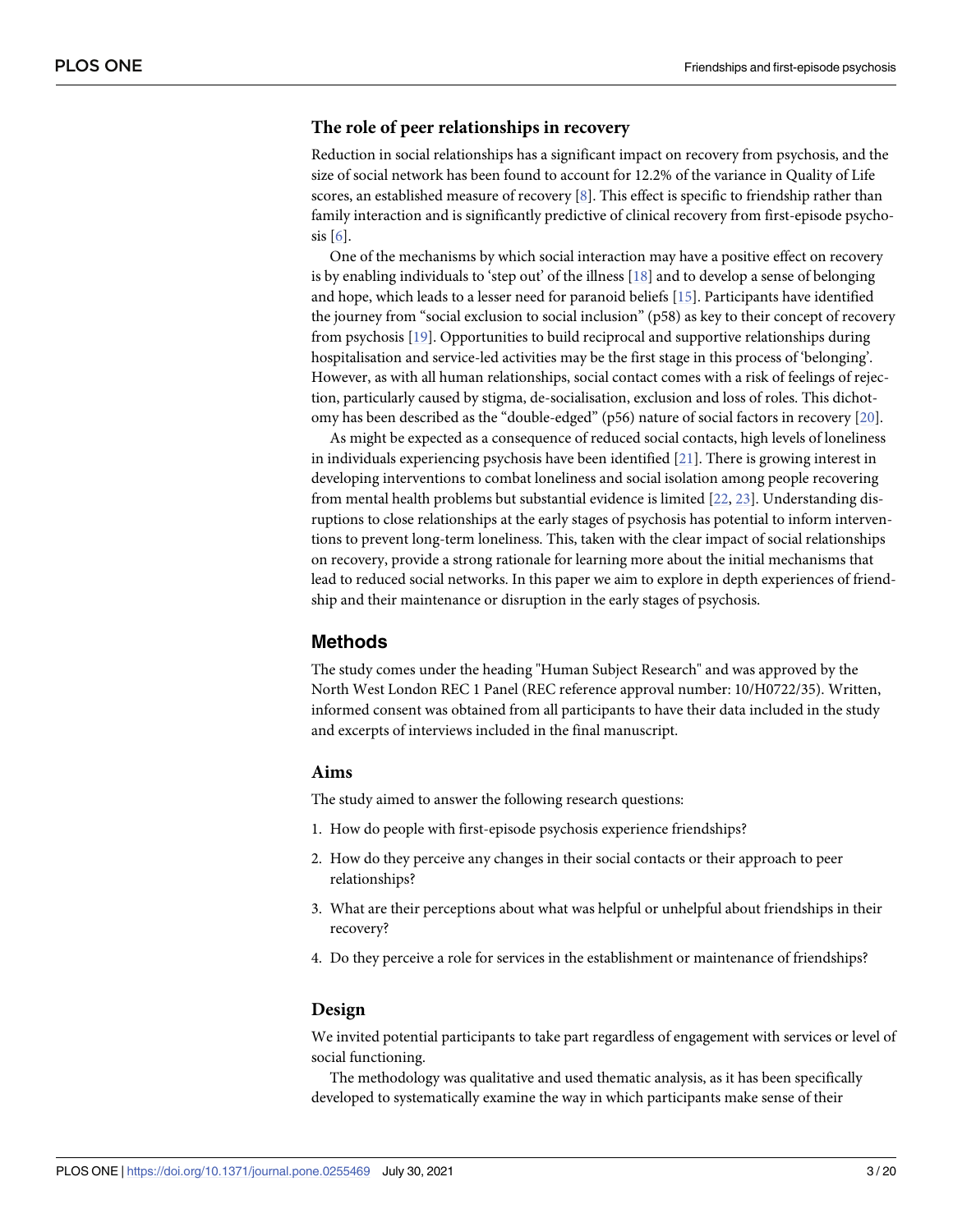### The role of peer relationships in recovery

Reduction in social relationships has a significant impact on recovery from psychosis, and the size of social network has been found to account for 12.2% of the variance in Quality of Life scores, an established measure of recovery [8]. This effect is specific to friendship rather than family interaction and is significantly predictive of clinical recovery from first-episode psychosis [6].

One of the mechanisms by which social interaction may have a positive effect on recovery is by enabling individuals to 'step out' of the illness [18] and to develop a sense of belonging and hope, which leads to a lesser need for paranoid beliefs [15]. Participants have identified the journey from "social exclusion to social inclusion" (p58) as key to their concept of recovery from psychosis [19]. Opportunities to build reciprocal and supportive relationships during hospitalisation and service-led activities may be the first stage in this process of 'belonging'. However, as with all human relationships, social contact comes with a risk of feelings of rejection, particularly caused by stigma, de-socialisation, exclusion and loss of roles. This dichotomy has been described as the "double-edged" (p56) nature of social factors in recovery [20].

As might be expected as a consequence of reduced social contacts, high levels of loneliness in individuals experiencing psychosis have been identified [21]. There is growing interest in developing interventions to combat loneliness and social isolation among people recovering from mental health problems but substantial evidence is limited [22, 23]. Understanding disruptions to close relationships at the early stages of psychosis has potential to inform interventions to prevent long-term loneliness. This, taken with the clear impact of social relationships on recovery, provide a strong rationale for learning more about the initial mechanisms that lead to reduced social networks. In this paper we aim to explore in depth experiences of friendship and their maintenance or disruption in the early stages of psychosis.

## Methods

The study comes under the heading "Human Subject Research" and was approved by the North West London REC 1 Panel (REC reference approval number: 10/H0722/35). Written, informed consent was obtained from all participants to have their data included in the study and excerpts of interviews included in the final manuscript.

### Aims

The study aimed to answer the following research questions:

1. How do people with first-episode psychosis experience friendships?
2. How do they perceive any changes in their social contacts or their approach to peer relationships?
3. What are their perceptions about what was helpful or unhelpful about friendships in their recovery?
4. Do they perceive a role for services in the establishment or maintenance of friendships?

### Design

We invited potential participants to take part regardless of engagement with services or level of social functioning.

The methodology was qualitative and used thematic analysis, as it has been specifically developed to systematically examine the way in which participants make sense of their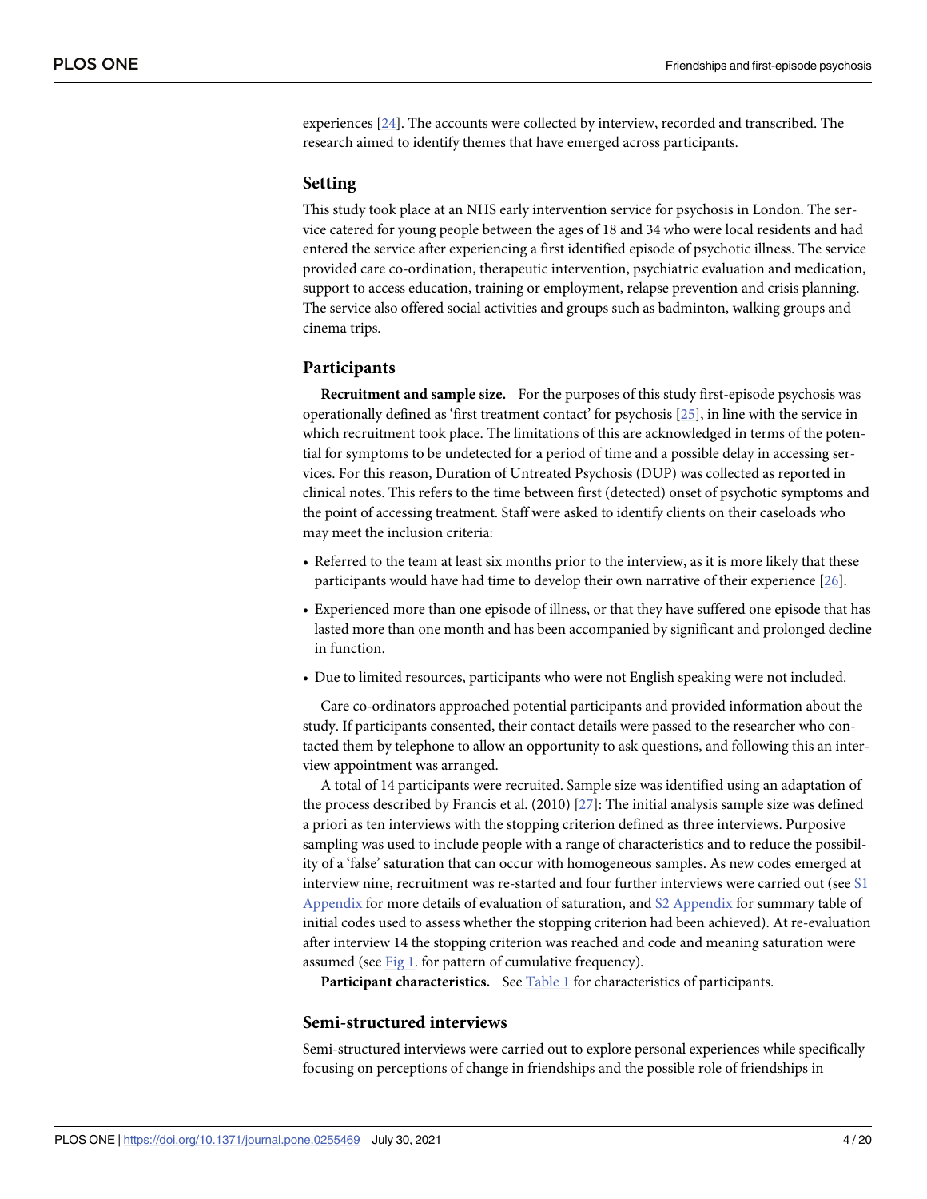experiences [24]. The accounts were collected by interview, recorded and transcribed. The research aimed to identify themes that have emerged across participants.

## Setting

This study took place at an NHS early intervention service for psychosis in London. The service catered for young people between the ages of 18 and 34 who were local residents and had entered the service after experiencing a first identified episode of psychotic illness. The service provided care co-ordination, therapeutic intervention, psychiatric evaluation and medication, support to access education, training or employment, relapse prevention and crisis planning. The service also offered social activities and groups such as badminton, walking groups and cinema trips.

## Participants

**Recruitment and sample size.** For the purposes of this study first-episode psychosis was operationally defined as 'first treatment contact' for psychosis [25], in line with the service in which recruitment took place. The limitations of this are acknowledged in terms of the potential for symptoms to be undetected for a period of time and a possible delay in accessing services. For this reason, Duration of Untreated Psychosis (DUP) was collected as reported in clinical notes. This refers to the time between first (detected) onset of psychotic symptoms and the point of accessing treatment. Staff were asked to identify clients on their caseloads who may meet the inclusion criteria:

- Referred to the team at least six months prior to the interview, as it is more likely that these participants would have had time to develop their own narrative of their experience [26].
- Experienced more than one episode of illness, or that they have suffered one episode that has lasted more than one month and has been accompanied by significant and prolonged decline in function.
- Due to limited resources, participants who were not English speaking were not included.

Care co-ordinators approached potential participants and provided information about the study. If participants consented, their contact details were passed to the researcher who contacted them by telephone to allow an opportunity to ask questions, and following this an interview appointment was arranged.

A total of 14 participants were recruited. Sample size was identified using an adaptation of the process described by Francis et al. (2010) [27]: The initial analysis sample size was defined a priori as ten interviews with the stopping criterion defined as three interviews. Purposive sampling was used to include people with a range of characteristics and to reduce the possibility of a 'false' saturation that can occur with homogeneous samples. As new codes emerged at interview nine, recruitment was re-started and four further interviews were carried out (see S1 Appendix for more details of evaluation of saturation, and S2 Appendix for summary table of initial codes used to assess whether the stopping criterion had been achieved). At re-evaluation after interview 14 the stopping criterion was reached and code and meaning saturation were assumed (see Fig 1. for pattern of cumulative frequency).

**Participant characteristics.** See Table 1 for characteristics of participants.

## Semi-structured interviews

Semi-structured interviews were carried out to explore personal experiences while specifically focusing on perceptions of change in friendships and the possible role of friendships in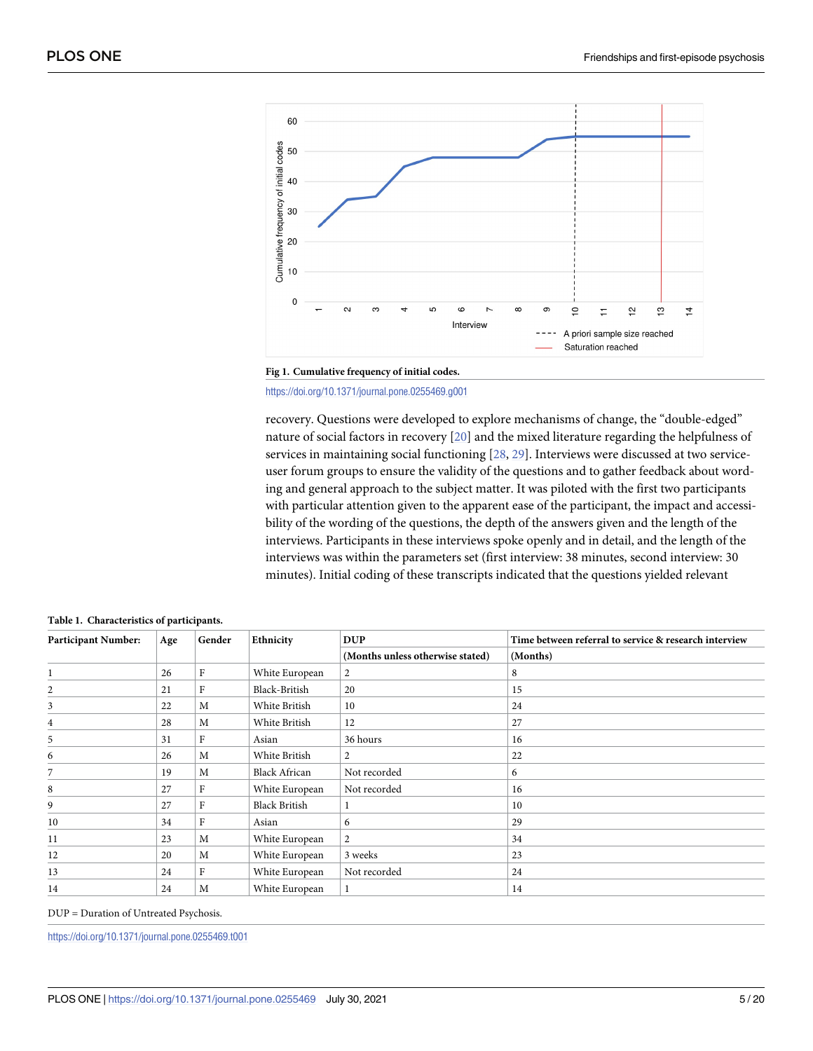Fig 1. Cumulative frequency of initial codes.

https://doi.org/10.1371/journal.pone.0255469.g001

recovery. Questions were developed to explore mechanisms of change, the "double-edged" nature of social factors in recovery [20] and the mixed literature regarding the helpfulness of services in maintaining social functioning [28, 29]. Interviews were discussed at two service-user forum groups to ensure the validity of the questions and to gather feedback about wording and general approach to the subject matter. It was piloted with the first two participants with particular attention given to the apparent ease of the participant, the impact and accessibility of the wording of the questions, the depth of the answers given and the length of the interviews. Participants in these interviews spoke openly and in detail, and the length of the interviews was within the parameters set (first interview: 38 minutes, second interview: 30 minutes). Initial coding of these transcripts indicated that the questions yielded relevant

**Table 1. Characteristics of participants.**

| Participant Number: | Age | Gender | Ethnicity | DUP (Months unless otherwise stated) | Time between referral to service & research interview (Months) |
|---|---|---|---|---|---|
| 1 | 26 | F | White European | 2 | 8 |
| 2 | 21 | F | Black-British | 20 | 15 |
| 3 | 22 | M | White British | 10 | 24 |
| 4 | 28 | M | White British | 12 | 27 |
| 5 | 31 | F | Asian | 36 hours | 16 |
| 6 | 26 | M | White British | 2 | 22 |
| 7 | 19 | M | Black African | Not recorded | 6 |
| 8 | 27 | F | White European | Not recorded | 16 |
| 9 | 27 | F | Black British | 1 | 10 |
| 10 | 34 | F | Asian | 6 | 29 |
| 11 | 23 | M | White European | 2 | 34 |
| 12 | 20 | M | White European | 3 weeks | 23 |
| 13 | 24 | F | White European | Not recorded | 24 |
| 14 | 24 | M | White European | 1 | 14 |

DUP = Duration of Untreated Psychosis.

https://doi.org/10.1371/journal.pone.0255469.t001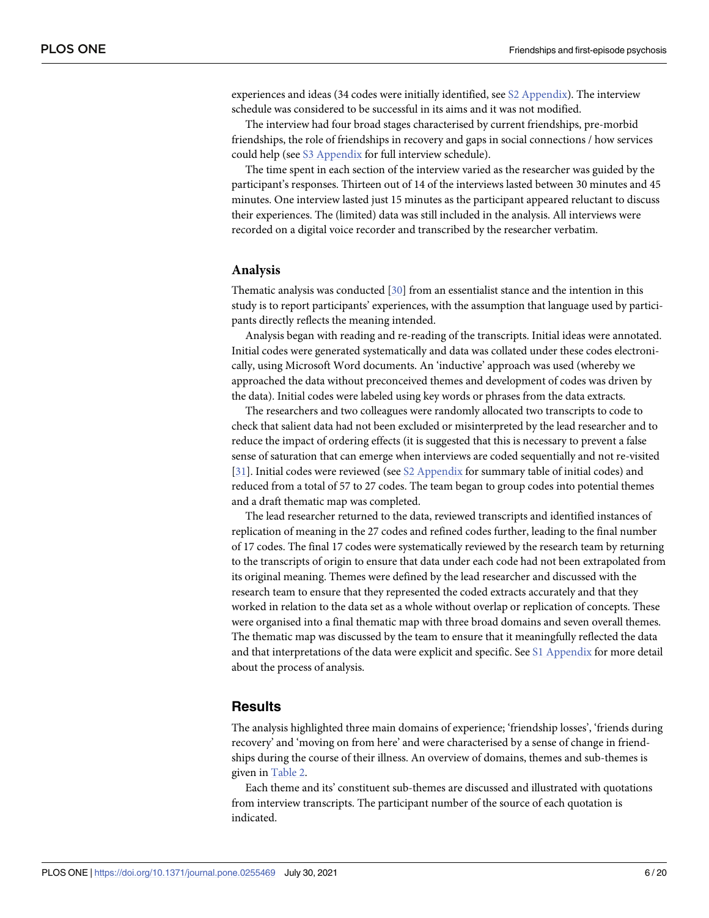experiences and ideas (34 codes were initially identified, see S2 Appendix). The interview schedule was considered to be successful in its aims and it was not modified.

The interview had four broad stages characterised by current friendships, pre-morbid friendships, the role of friendships in recovery and gaps in social connections / how services could help (see S3 Appendix for full interview schedule).

The time spent in each section of the interview varied as the researcher was guided by the participant's responses. Thirteen out of 14 of the interviews lasted between 30 minutes and 45 minutes. One interview lasted just 15 minutes as the participant appeared reluctant to discuss their experiences. The (limited) data was still included in the analysis. All interviews were recorded on a digital voice recorder and transcribed by the researcher verbatim.

### Analysis

Thematic analysis was conducted [30] from an essentialist stance and the intention in this study is to report participants' experiences, with the assumption that language used by participants directly reflects the meaning intended.

Analysis began with reading and re-reading of the transcripts. Initial ideas were annotated. Initial codes were generated systematically and data was collated under these codes electronically, using Microsoft Word documents. An 'inductive' approach was used (whereby we approached the data without preconceived themes and development of codes was driven by the data). Initial codes were labeled using key words or phrases from the data extracts.

The researchers and two colleagues were randomly allocated two transcripts to code to check that salient data had not been excluded or misinterpreted by the lead researcher and to reduce the impact of ordering effects (it is suggested that this is necessary to prevent a false sense of saturation that can emerge when interviews are coded sequentially and not re-visited [31]. Initial codes were reviewed (see S2 Appendix for summary table of initial codes) and reduced from a total of 57 to 27 codes. The team began to group codes into potential themes and a draft thematic map was completed.

The lead researcher returned to the data, reviewed transcripts and identified instances of replication of meaning in the 27 codes and refined codes further, leading to the final number of 17 codes. The final 17 codes were systematically reviewed by the research team by returning to the transcripts of origin to ensure that data under each code had not been extrapolated from its original meaning. Themes were defined by the lead researcher and discussed with the research team to ensure that they represented the coded extracts accurately and that they worked in relation to the data set as a whole without overlap or replication of concepts. These were organised into a final thematic map with three broad domains and seven overall themes. The thematic map was discussed by the team to ensure that it meaningfully reflected the data and that interpretations of the data were explicit and specific. See S1 Appendix for more detail about the process of analysis.

## Results

The analysis highlighted three main domains of experience; 'friendship losses', 'friends during recovery' and 'moving on from here' and were characterised by a sense of change in friendships during the course of their illness. An overview of domains, themes and sub-themes is given in Table 2.

Each theme and its' constituent sub-themes are discussed and illustrated with quotations from interview transcripts. The participant number of the source of each quotation is indicated.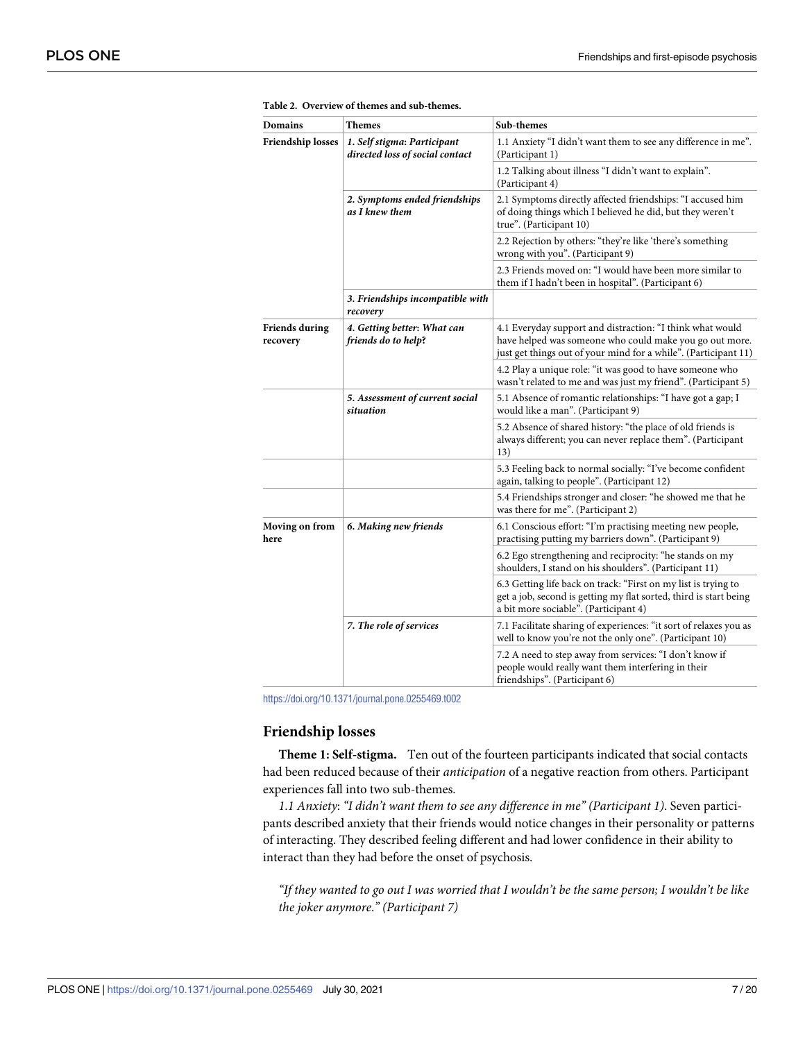**Table 2. Overview of themes and sub-themes.**

| Domains | Themes | Sub-themes |
|---|---|---|
| **Friendship losses** | ***1. Self stigma: Participant directed loss of social contact*** | 1.1 Anxiety "I didn't want them to see any difference in me". (Participant 1) |
| | | 1.2 Talking about illness "I didn't want to explain". (Participant 4) |
| | ***2. Symptoms ended friendships as I knew them*** | 2.1 Symptoms directly affected friendships: "I accused him of doing things which I believed he did, but they weren't true". (Participant 10) |
| | | 2.2 Rejection by others: "they're like 'there's something wrong with you". (Participant 9) |
| | | 2.3 Friends moved on: "I would have been more similar to them if I hadn't been in hospital". (Participant 6) |
| | ***3. Friendships incompatible with recovery*** | |
| **Friends during recovery** | ***4. Getting better: What can friends do to help?*** | 4.1 Everyday support and distraction: "I think what would have helped was someone who could make you go out more. just get things out of your mind for a while". (Participant 11) |
| | | 4.2 Play a unique role: "it was good to have someone who wasn't related to me and was just my friend". (Participant 5) |
| | ***5. Assessment of current social situation*** | 5.1 Absence of romantic relationships: "I have got a gap; I would like a man". (Participant 9) |
| | | 5.2 Absence of shared history: "the place of old friends is always different; you can never replace them". (Participant 13) |
| | | 5.3 Feeling back to normal socially: "I've become confident again, talking to people". (Participant 12) |
| | | 5.4 Friendships stronger and closer: "he showed me that he was there for me". (Participant 2) |
| **Moving on from here** | ***6. Making new friends*** | 6.1 Conscious effort: "I'm practising meeting new people, practising putting my barriers down". (Participant 9) |
| | | 6.2 Ego strengthening and reciprocity: "he stands on my shoulders, I stand on his shoulders". (Participant 11) |
| | | 6.3 Getting life back on track: "First on my list is trying to get a job, second is getting my flat sorted, third is start being a bit more sociable". (Participant 4) |
| | ***7. The role of services*** | 7.1 Facilitate sharing of experiences: "it sort of relaxes you as well to know you're not the only one". (Participant 10) |
| | | 7.2 A need to step away from services: "I don't know if people would really want them interfering in their friendships". (Participant 6) |

https://doi.org/10.1371/journal.pone.0255469.t002

## Friendship losses

**Theme 1: Self-stigma.** Ten out of the fourteen participants indicated that social contacts had been reduced because of their *anticipation* of a negative reaction from others. Participant experiences fall into two sub-themes.

*1.1 Anxiety*: *"I didn't want them to see any difference in me" (Participant 1)*. Seven participants described anxiety that their friends would notice changes in their personality or patterns of interacting. They described feeling different and had lower confidence in their ability to interact than they had before the onset of psychosis.

*"If they wanted to go out I was worried that I wouldn't be the same person; I wouldn't be like the joker anymore." (Participant 7)*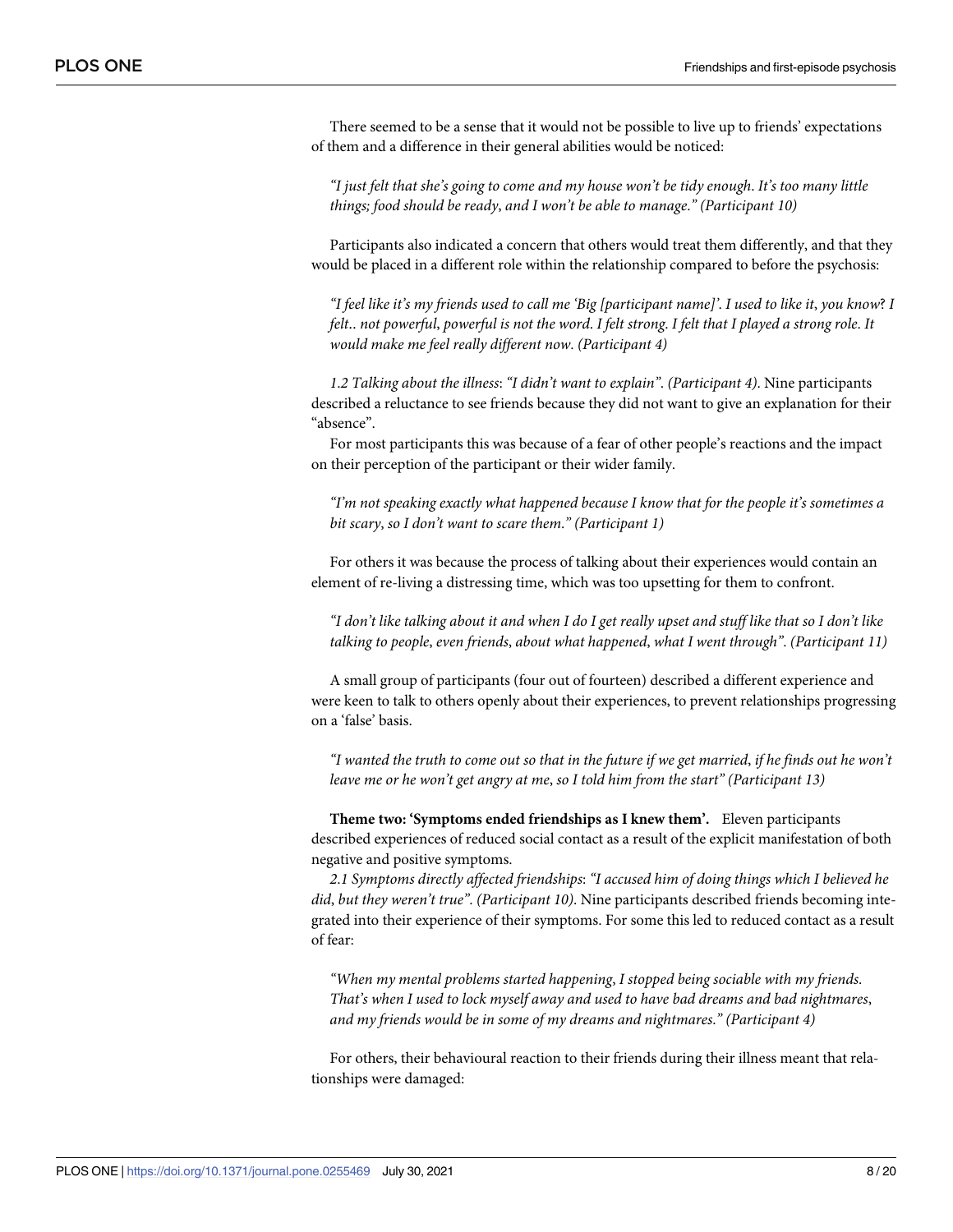There seemed to be a sense that it would not be possible to live up to friends' expectations of them and a difference in their general abilities would be noticed:

> *"I just felt that she's going to come and my house won't be tidy enough. It's too many little things; food should be ready, and I won't be able to manage." (Participant 10)*

Participants also indicated a concern that others would treat them differently, and that they would be placed in a different role within the relationship compared to before the psychosis:

> *"I feel like it's my friends used to call me 'Big [participant name]'. I used to like it, you know? I felt.. not powerful, powerful is not the word. I felt strong. I felt that I played a strong role. It would make me feel really different now. (Participant 4)*

*1.2 Talking about the illness: "I didn't want to explain". (Participant 4).* Nine participants described a reluctance to see friends because they did not want to give an explanation for their "absence".

For most participants this was because of a fear of other people's reactions and the impact on their perception of the participant or their wider family.

> *"I'm not speaking exactly what happened because I know that for the people it's sometimes a bit scary, so I don't want to scare them." (Participant 1)*

For others it was because the process of talking about their experiences would contain an element of re-living a distressing time, which was too upsetting for them to confront.

> *"I don't like talking about it and when I do I get really upset and stuff like that so I don't like talking to people, even friends, about what happened, what I went through". (Participant 11)*

A small group of participants (four out of fourteen) described a different experience and were keen to talk to others openly about their experiences, to prevent relationships progressing on a 'false' basis.

> *"I wanted the truth to come out so that in the future if we get married, if he finds out he won't leave me or he won't get angry at me, so I told him from the start" (Participant 13)*

**Theme two: 'Symptoms ended friendships as I knew them'.** Eleven participants described experiences of reduced social contact as a result of the explicit manifestation of both negative and positive symptoms.

*2.1 Symptoms directly affected friendships: "I accused him of doing things which I believed he did, but they weren't true". (Participant 10).* Nine participants described friends becoming integrated into their experience of their symptoms. For some this led to reduced contact as a result of fear:

> *"When my mental problems started happening, I stopped being sociable with my friends. That's when I used to lock myself away and used to have bad dreams and bad nightmares, and my friends would be in some of my dreams and nightmares." (Participant 4)*

For others, their behavioural reaction to their friends during their illness meant that relationships were damaged: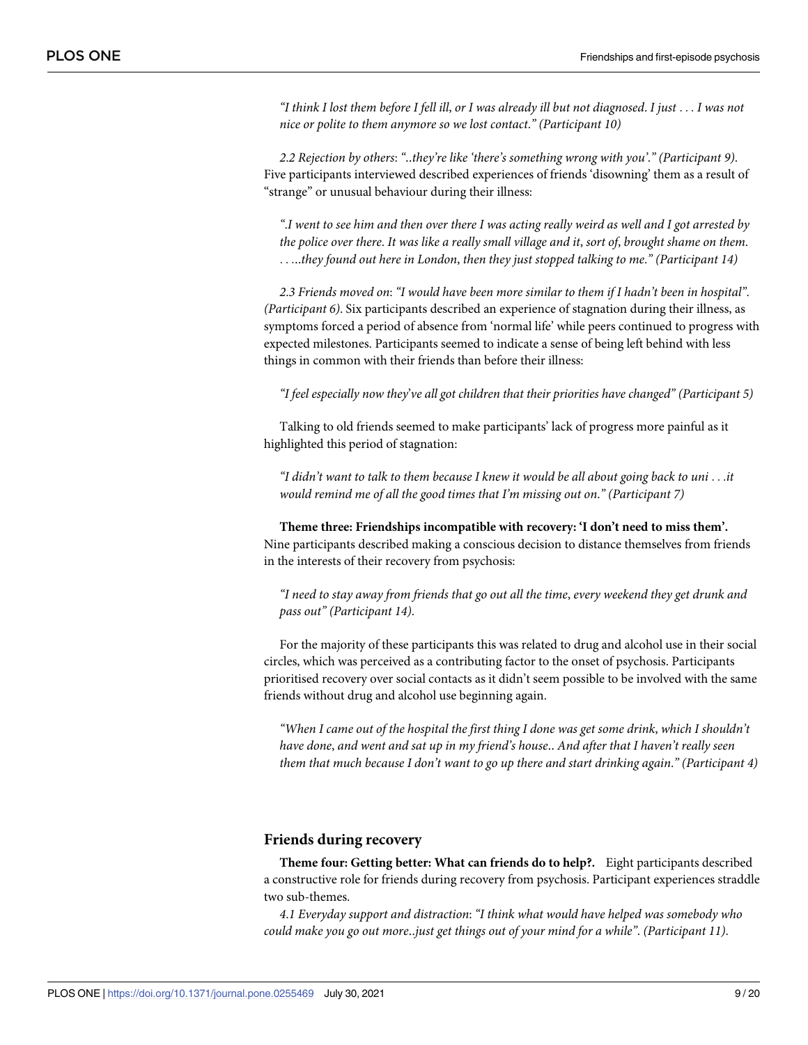*"I think I lost them before I fell ill, or I was already ill but not diagnosed. I just . . . I was not nice or polite to them anymore so we lost contact." (Participant 10)*

*2.2 Rejection by others*: *"..they're like 'there's something wrong with you'." (Participant 9)*. Five participants interviewed described experiences of friends 'disowning' them as a result of "strange" or unusual behaviour during their illness:

*".I went to see him and then over there I was acting really weird as well and I got arrested by the police over there. It was like a really small village and it, sort of, brought shame on them. . . ...they found out here in London, then they just stopped talking to me." (Participant 14)*

*2.3 Friends moved on*: *"I would have been more similar to them if I hadn't been in hospital". (Participant 6)*. Six participants described an experience of stagnation during their illness, as symptoms forced a period of absence from 'normal life' while peers continued to progress with expected milestones. Participants seemed to indicate a sense of being left behind with less things in common with their friends than before their illness:

*"I feel especially now they've all got children that their priorities have changed" (Participant 5)*

Talking to old friends seemed to make participants' lack of progress more painful as it highlighted this period of stagnation:

*"I didn't want to talk to them because I knew it would be all about going back to uni . . .it would remind me of all the good times that I'm missing out on." (Participant 7)*

**Theme three: Friendships incompatible with recovery: 'I don't need to miss them'.** Nine participants described making a conscious decision to distance themselves from friends in the interests of their recovery from psychosis:

*"I need to stay away from friends that go out all the time, every weekend they get drunk and pass out" (Participant 14).*

For the majority of these participants this was related to drug and alcohol use in their social circles, which was perceived as a contributing factor to the onset of psychosis. Participants prioritised recovery over social contacts as it didn't seem possible to be involved with the same friends without drug and alcohol use beginning again.

*"When I came out of the hospital the first thing I done was get some drink, which I shouldn't have done, and went and sat up in my friend's house.. And after that I haven't really seen them that much because I don't want to go up there and start drinking again." (Participant 4)*

## Friends during recovery

**Theme four: Getting better: What can friends do to help?.** Eight participants described a constructive role for friends during recovery from psychosis. Participant experiences straddle two sub-themes.

*4.1 Everyday support and distraction*: *"I think what would have helped was somebody who could make you go out more..just get things out of your mind for a while". (Participant 11).*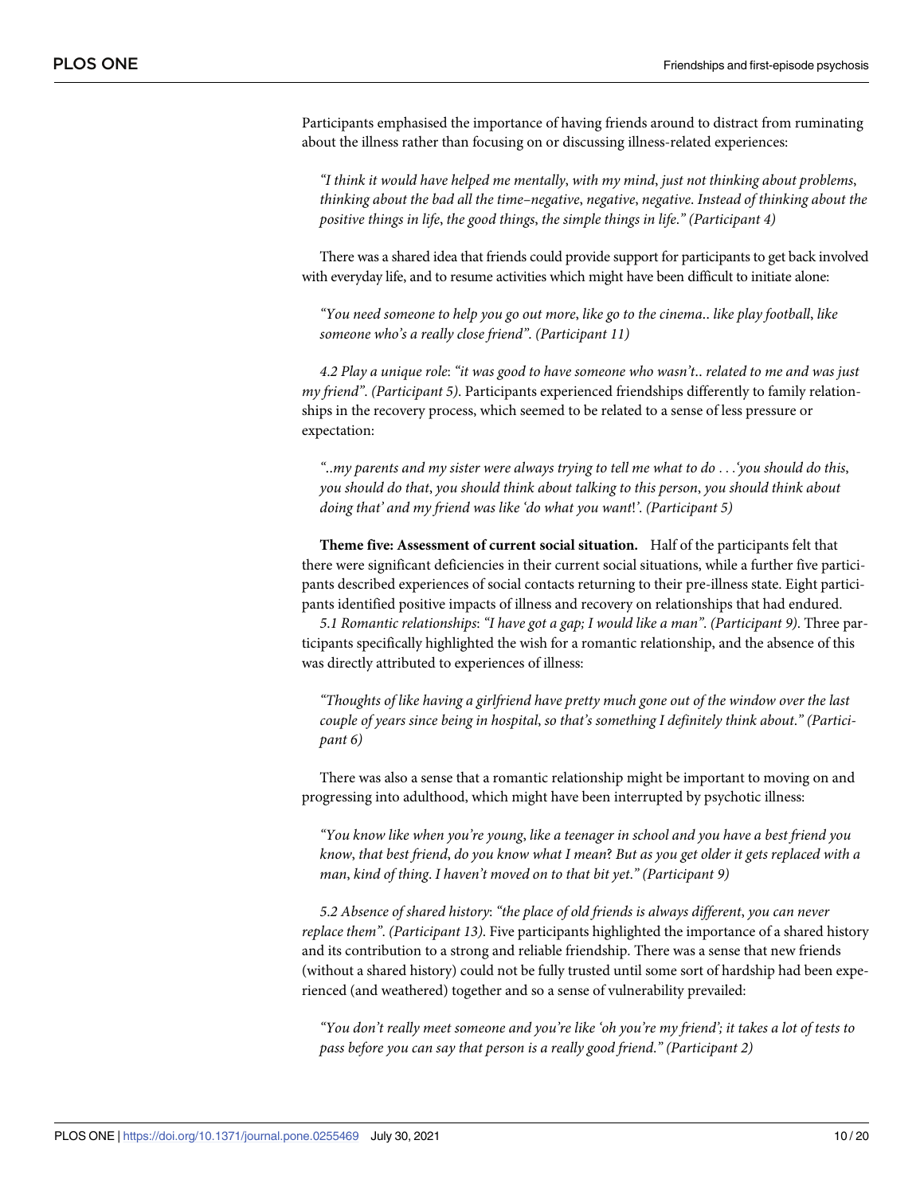Participants emphasised the importance of having friends around to distract from ruminating about the illness rather than focusing on or discussing illness-related experiences:

> *"I think it would have helped me mentally, with my mind, just not thinking about problems, thinking about the bad all the time–negative, negative, negative. Instead of thinking about the positive things in life, the good things, the simple things in life." (Participant 4)*

There was a shared idea that friends could provide support for participants to get back involved with everyday life, and to resume activities which might have been difficult to initiate alone:

> *"You need someone to help you go out more, like go to the cinema.. like play football, like someone who's a really close friend". (Participant 11)*

*4.2 Play a unique role*: *"it was good to have someone who wasn't.. related to me and was just my friend". (Participant 5).* Participants experienced friendships differently to family relationships in the recovery process, which seemed to be related to a sense of less pressure or expectation:

> *"..my parents and my sister were always trying to tell me what to do . . .'you should do this, you should do that, you should think about talking to this person, you should think about doing that' and my friend was like 'do what you want!'. (Participant 5)*

**Theme five: Assessment of current social situation.** Half of the participants felt that there were significant deficiencies in their current social situations, while a further five participants described experiences of social contacts returning to their pre-illness state. Eight participants identified positive impacts of illness and recovery on relationships that had endured.

*5.1 Romantic relationships*: *"I have got a gap; I would like a man". (Participant 9).* Three participants specifically highlighted the wish for a romantic relationship, and the absence of this was directly attributed to experiences of illness:

> *"Thoughts of like having a girlfriend have pretty much gone out of the window over the last couple of years since being in hospital, so that's something I definitely think about." (Participant 6)*

There was also a sense that a romantic relationship might be important to moving on and progressing into adulthood, which might have been interrupted by psychotic illness:

> *"You know like when you're young, like a teenager in school and you have a best friend you know, that best friend, do you know what I mean? But as you get older it gets replaced with a man, kind of thing. I haven't moved on to that bit yet." (Participant 9)*

*5.2 Absence of shared history*: *"the place of old friends is always different, you can never replace them". (Participant 13).* Five participants highlighted the importance of a shared history and its contribution to a strong and reliable friendship. There was a sense that new friends (without a shared history) could not be fully trusted until some sort of hardship had been experienced (and weathered) together and so a sense of vulnerability prevailed:

> *"You don't really meet someone and you're like 'oh you're my friend'; it takes a lot of tests to pass before you can say that person is a really good friend." (Participant 2)*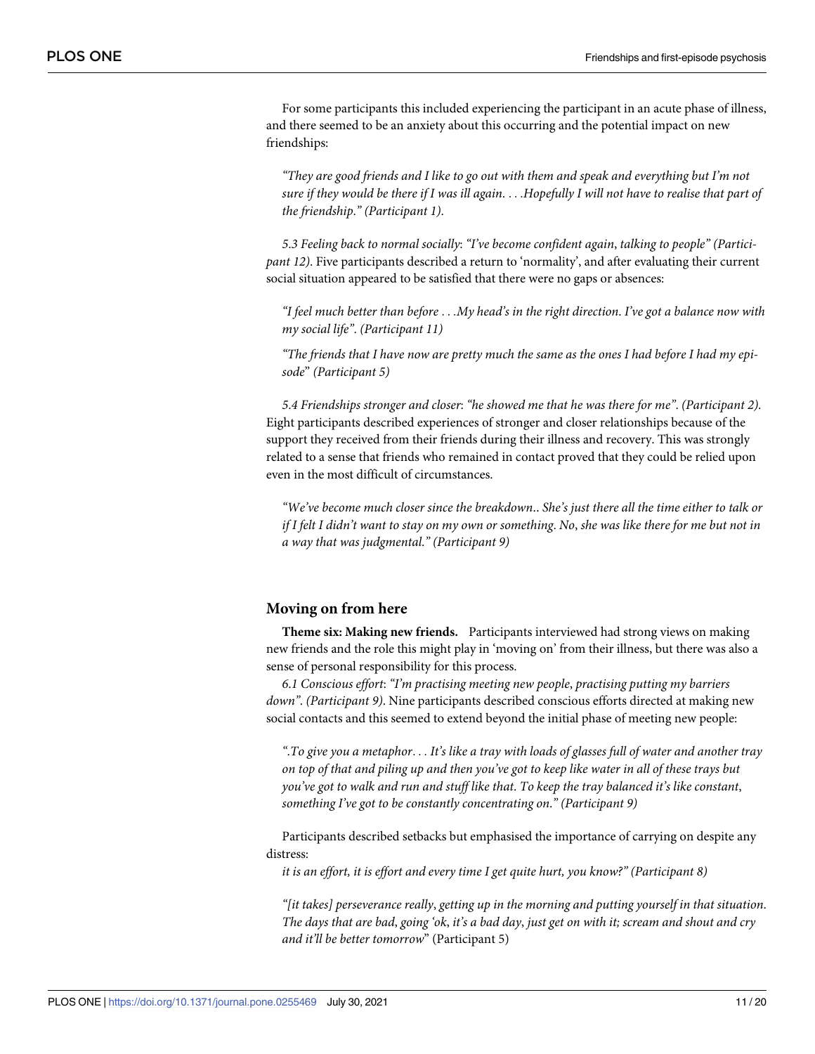For some participants this included experiencing the participant in an acute phase of illness, and there seemed to be an anxiety about this occurring and the potential impact on new friendships:

*"They are good friends and I like to go out with them and speak and everything but I'm not sure if they would be there if I was ill again. . . .Hopefully I will not have to realise that part of the friendship." (Participant 1).*

*5.3 Feeling back to normal socially*: *"I've become confident again, talking to people" (Participant 12)*. Five participants described a return to 'normality', and after evaluating their current social situation appeared to be satisfied that there were no gaps or absences:

*"I feel much better than before . . .My head's in the right direction. I've got a balance now with my social life". (Participant 11)*

*"The friends that I have now are pretty much the same as the ones I had before I had my episode" (Participant 5)*

*5.4 Friendships stronger and closer*: *"he showed me that he was there for me". (Participant 2)*. Eight participants described experiences of stronger and closer relationships because of the support they received from their friends during their illness and recovery. This was strongly related to a sense that friends who remained in contact proved that they could be relied upon even in the most difficult of circumstances.

*"We've become much closer since the breakdown.. She's just there all the time either to talk or if I felt I didn't want to stay on my own or something. No, she was like there for me but not in a way that was judgmental." (Participant 9)*

## Moving on from here

**Theme six: Making new friends.** Participants interviewed had strong views on making new friends and the role this might play in 'moving on' from their illness, but there was also a sense of personal responsibility for this process.

*6.1 Conscious effort*: *"I'm practising meeting new people, practising putting my barriers down". (Participant 9)*. Nine participants described conscious efforts directed at making new social contacts and this seemed to extend beyond the initial phase of meeting new people:

*".To give you a metaphor. . . It's like a tray with loads of glasses full of water and another tray on top of that and piling up and then you've got to keep like water in all of these trays but you've got to walk and run and stuff like that. To keep the tray balanced it's like constant, something I've got to be constantly concentrating on." (Participant 9)*

Participants described setbacks but emphasised the importance of carrying on despite any distress:

*it is an effort, it is effort and every time I get quite hurt, you know?" (Participant 8)*

*"[it takes] perseverance really, getting up in the morning and putting yourself in that situation. The days that are bad, going 'ok, it's a bad day, just get on with it; scream and shout and cry and it'll be better tomorrow"* (Participant 5)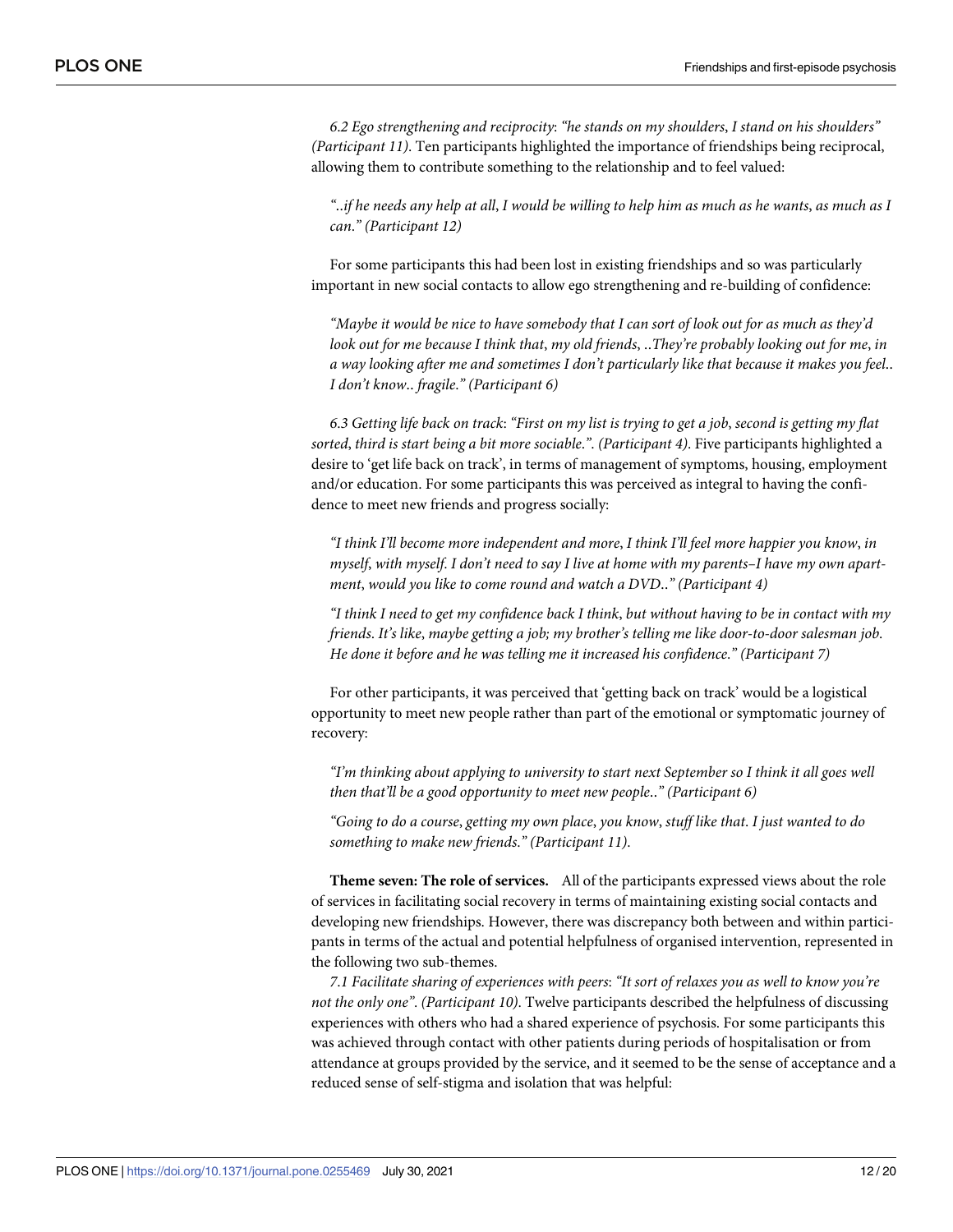*6.2 Ego strengthening and reciprocity*: *"he stands on my shoulders, I stand on his shoulders" (Participant 11)*. Ten participants highlighted the importance of friendships being reciprocal, allowing them to contribute something to the relationship and to feel valued:

*"..if he needs any help at all, I would be willing to help him as much as he wants, as much as I can." (Participant 12)*

For some participants this had been lost in existing friendships and so was particularly important in new social contacts to allow ego strengthening and re-building of confidence:

*"Maybe it would be nice to have somebody that I can sort of look out for as much as they'd look out for me because I think that, my old friends, ..They're probably looking out for me, in a way looking after me and sometimes I don't particularly like that because it makes you feel.. I don't know.. fragile." (Participant 6)*

*6.3 Getting life back on track*: *"First on my list is trying to get a job, second is getting my flat sorted, third is start being a bit more sociable.". (Participant 4)*. Five participants highlighted a desire to 'get life back on track', in terms of management of symptoms, housing, employment and/or education. For some participants this was perceived as integral to having the confidence to meet new friends and progress socially:

*"I think I'll become more independent and more, I think I'll feel more happier you know, in myself, with myself. I don't need to say I live at home with my parents–I have my own apartment, would you like to come round and watch a DVD.." (Participant 4)*

*"I think I need to get my confidence back I think, but without having to be in contact with my friends. It's like, maybe getting a job; my brother's telling me like door-to-door salesman job. He done it before and he was telling me it increased his confidence." (Participant 7)*

For other participants, it was perceived that 'getting back on track' would be a logistical opportunity to meet new people rather than part of the emotional or symptomatic journey of recovery:

*"I'm thinking about applying to university to start next September so I think it all goes well then that'll be a good opportunity to meet new people.." (Participant 6)*

*"Going to do a course, getting my own place, you know, stuff like that. I just wanted to do something to make new friends." (Participant 11)*.

**Theme seven: The role of services.** All of the participants expressed views about the role of services in facilitating social recovery in terms of maintaining existing social contacts and developing new friendships. However, there was discrepancy both between and within participants in terms of the actual and potential helpfulness of organised intervention, represented in the following two sub-themes.

*7.1 Facilitate sharing of experiences with peers*: *"It sort of relaxes you as well to know you're not the only one". (Participant 10)*. Twelve participants described the helpfulness of discussing experiences with others who had a shared experience of psychosis. For some participants this was achieved through contact with other patients during periods of hospitalisation or from attendance at groups provided by the service, and it seemed to be the sense of acceptance and a reduced sense of self-stigma and isolation that was helpful: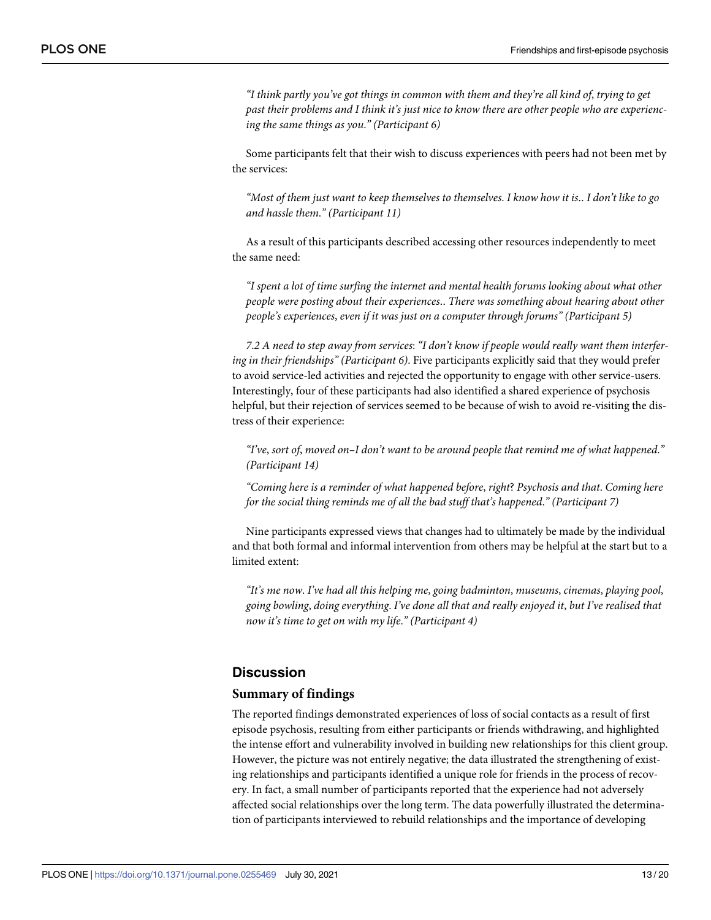*"I think partly you've got things in common with them and they're all kind of, trying to get past their problems and I think it's just nice to know there are other people who are experiencing the same things as you." (Participant 6)*

Some participants felt that their wish to discuss experiences with peers had not been met by the services:

*"Most of them just want to keep themselves to themselves. I know how it is.. I don't like to go and hassle them." (Participant 11)*

As a result of this participants described accessing other resources independently to meet the same need:

*"I spent a lot of time surfing the internet and mental health forums looking about what other people were posting about their experiences.. There was something about hearing about other people's experiences, even if it was just on a computer through forums" (Participant 5)*

*7.2 A need to step away from services*: *"I don't know if people would really want them interfering in their friendships" (Participant 6)*. Five participants explicitly said that they would prefer to avoid service-led activities and rejected the opportunity to engage with other service-users. Interestingly, four of these participants had also identified a shared experience of psychosis helpful, but their rejection of services seemed to be because of wish to avoid re-visiting the distress of their experience:

*"I've, sort of, moved on–I don't want to be around people that remind me of what happened." (Participant 14)*

*"Coming here is a reminder of what happened before, right? Psychosis and that. Coming here for the social thing reminds me of all the bad stuff that's happened." (Participant 7)*

Nine participants expressed views that changes had to ultimately be made by the individual and that both formal and informal intervention from others may be helpful at the start but to a limited extent:

*"It's me now. I've had all this helping me, going badminton, museums, cinemas, playing pool, going bowling, doing everything. I've done all that and really enjoyed it, but I've realised that now it's time to get on with my life." (Participant 4)*

## Discussion

### Summary of findings

The reported findings demonstrated experiences of loss of social contacts as a result of first episode psychosis, resulting from either participants or friends withdrawing, and highlighted the intense effort and vulnerability involved in building new relationships for this client group. However, the picture was not entirely negative; the data illustrated the strengthening of existing relationships and participants identified a unique role for friends in the process of recovery. In fact, a small number of participants reported that the experience had not adversely affected social relationships over the long term. The data powerfully illustrated the determination of participants interviewed to rebuild relationships and the importance of developing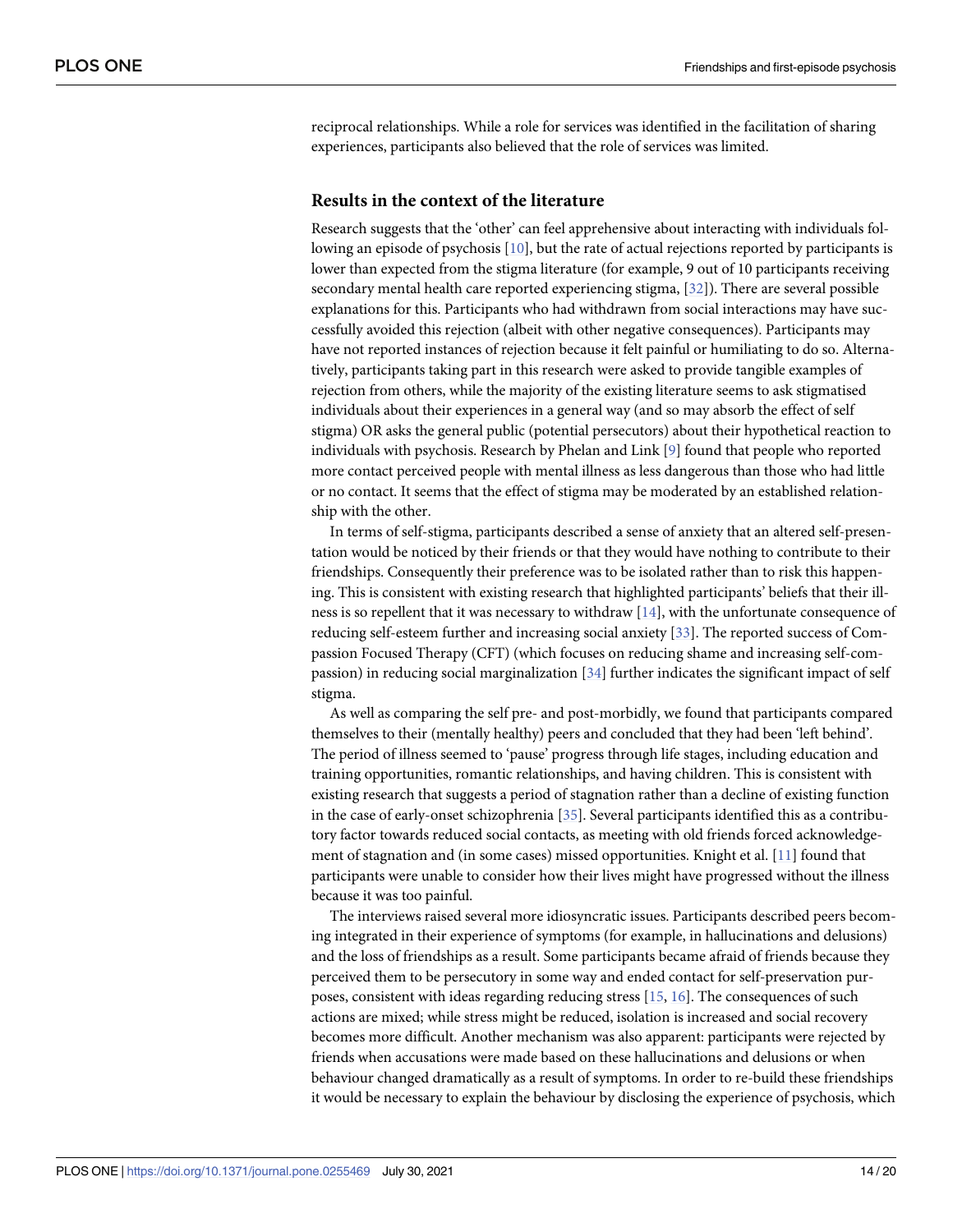reciprocal relationships. While a role for services was identified in the facilitation of sharing experiences, participants also believed that the role of services was limited.

## Results in the context of the literature

Research suggests that the 'other' can feel apprehensive about interacting with individuals following an episode of psychosis [10], but the rate of actual rejections reported by participants is lower than expected from the stigma literature (for example, 9 out of 10 participants receiving secondary mental health care reported experiencing stigma, [32]). There are several possible explanations for this. Participants who had withdrawn from social interactions may have successfully avoided this rejection (albeit with other negative consequences). Participants may have not reported instances of rejection because it felt painful or humiliating to do so. Alternatively, participants taking part in this research were asked to provide tangible examples of rejection from others, while the majority of the existing literature seems to ask stigmatised individuals about their experiences in a general way (and so may absorb the effect of self stigma) OR asks the general public (potential persecutors) about their hypothetical reaction to individuals with psychosis. Research by Phelan and Link [9] found that people who reported more contact perceived people with mental illness as less dangerous than those who had little or no contact. It seems that the effect of stigma may be moderated by an established relationship with the other.

In terms of self-stigma, participants described a sense of anxiety that an altered self-presentation would be noticed by their friends or that they would have nothing to contribute to their friendships. Consequently their preference was to be isolated rather than to risk this happening. This is consistent with existing research that highlighted participants' beliefs that their illness is so repellent that it was necessary to withdraw [14], with the unfortunate consequence of reducing self-esteem further and increasing social anxiety [33]. The reported success of Compassion Focused Therapy (CFT) (which focuses on reducing shame and increasing self-compassion) in reducing social marginalization [34] further indicates the significant impact of self stigma.

As well as comparing the self pre- and post-morbidly, we found that participants compared themselves to their (mentally healthy) peers and concluded that they had been 'left behind'. The period of illness seemed to 'pause' progress through life stages, including education and training opportunities, romantic relationships, and having children. This is consistent with existing research that suggests a period of stagnation rather than a decline of existing function in the case of early-onset schizophrenia [35]. Several participants identified this as a contributory factor towards reduced social contacts, as meeting with old friends forced acknowledgement of stagnation and (in some cases) missed opportunities. Knight et al. [11] found that participants were unable to consider how their lives might have progressed without the illness because it was too painful.

The interviews raised several more idiosyncratic issues. Participants described peers becoming integrated in their experience of symptoms (for example, in hallucinations and delusions) and the loss of friendships as a result. Some participants became afraid of friends because they perceived them to be persecutory in some way and ended contact for self-preservation purposes, consistent with ideas regarding reducing stress [15, 16]. The consequences of such actions are mixed; while stress might be reduced, isolation is increased and social recovery becomes more difficult. Another mechanism was also apparent: participants were rejected by friends when accusations were made based on these hallucinations and delusions or when behaviour changed dramatically as a result of symptoms. In order to re-build these friendships it would be necessary to explain the behaviour by disclosing the experience of psychosis, which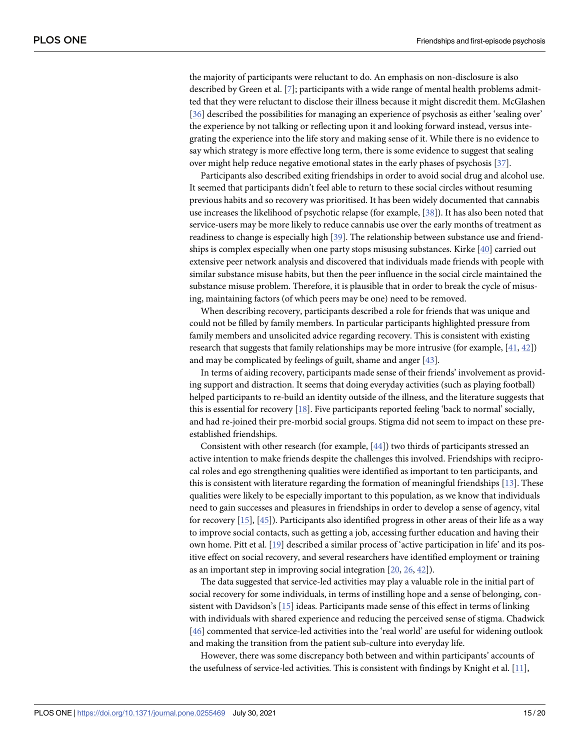the majority of participants were reluctant to do. An emphasis on non-disclosure is also described by Green et al. [7]; participants with a wide range of mental health problems admitted that they were reluctant to disclose their illness because it might discredit them. McGlashen [36] described the possibilities for managing an experience of psychosis as either 'sealing over' the experience by not talking or reflecting upon it and looking forward instead, versus integrating the experience into the life story and making sense of it. While there is no evidence to say which strategy is more effective long term, there is some evidence to suggest that sealing over might help reduce negative emotional states in the early phases of psychosis [37].

Participants also described exiting friendships in order to avoid social drug and alcohol use. It seemed that participants didn't feel able to return to these social circles without resuming previous habits and so recovery was prioritised. It has been widely documented that cannabis use increases the likelihood of psychotic relapse (for example, [38]). It has also been noted that service-users may be more likely to reduce cannabis use over the early months of treatment as readiness to change is especially high [39]. The relationship between substance use and friendships is complex especially when one party stops misusing substances. Kirke [40] carried out extensive peer network analysis and discovered that individuals made friends with people with similar substance misuse habits, but then the peer influence in the social circle maintained the substance misuse problem. Therefore, it is plausible that in order to break the cycle of misusing, maintaining factors (of which peers may be one) need to be removed.

When describing recovery, participants described a role for friends that was unique and could not be filled by family members. In particular participants highlighted pressure from family members and unsolicited advice regarding recovery. This is consistent with existing research that suggests that family relationships may be more intrusive (for example, [41, 42]) and may be complicated by feelings of guilt, shame and anger [43].

In terms of aiding recovery, participants made sense of their friends' involvement as providing support and distraction. It seems that doing everyday activities (such as playing football) helped participants to re-build an identity outside of the illness, and the literature suggests that this is essential for recovery [18]. Five participants reported feeling 'back to normal' socially, and had re-joined their pre-morbid social groups. Stigma did not seem to impact on these pre-established friendships.

Consistent with other research (for example, [44]) two thirds of participants stressed an active intention to make friends despite the challenges this involved. Friendships with reciprocal roles and ego strengthening qualities were identified as important to ten participants, and this is consistent with literature regarding the formation of meaningful friendships [13]. These qualities were likely to be especially important to this population, as we know that individuals need to gain successes and pleasures in friendships in order to develop a sense of agency, vital for recovery [15], [45]). Participants also identified progress in other areas of their life as a way to improve social contacts, such as getting a job, accessing further education and having their own home. Pitt et al. [19] described a similar process of 'active participation in life' and its positive effect on social recovery, and several researchers have identified employment or training as an important step in improving social integration [20, 26, 42]).

The data suggested that service-led activities may play a valuable role in the initial part of social recovery for some individuals, in terms of instilling hope and a sense of belonging, consistent with Davidson's [15] ideas. Participants made sense of this effect in terms of linking with individuals with shared experience and reducing the perceived sense of stigma. Chadwick [46] commented that service-led activities into the 'real world' are useful for widening outlook and making the transition from the patient sub-culture into everyday life.

However, there was some discrepancy both between and within participants' accounts of the usefulness of service-led activities. This is consistent with findings by Knight et al. [11],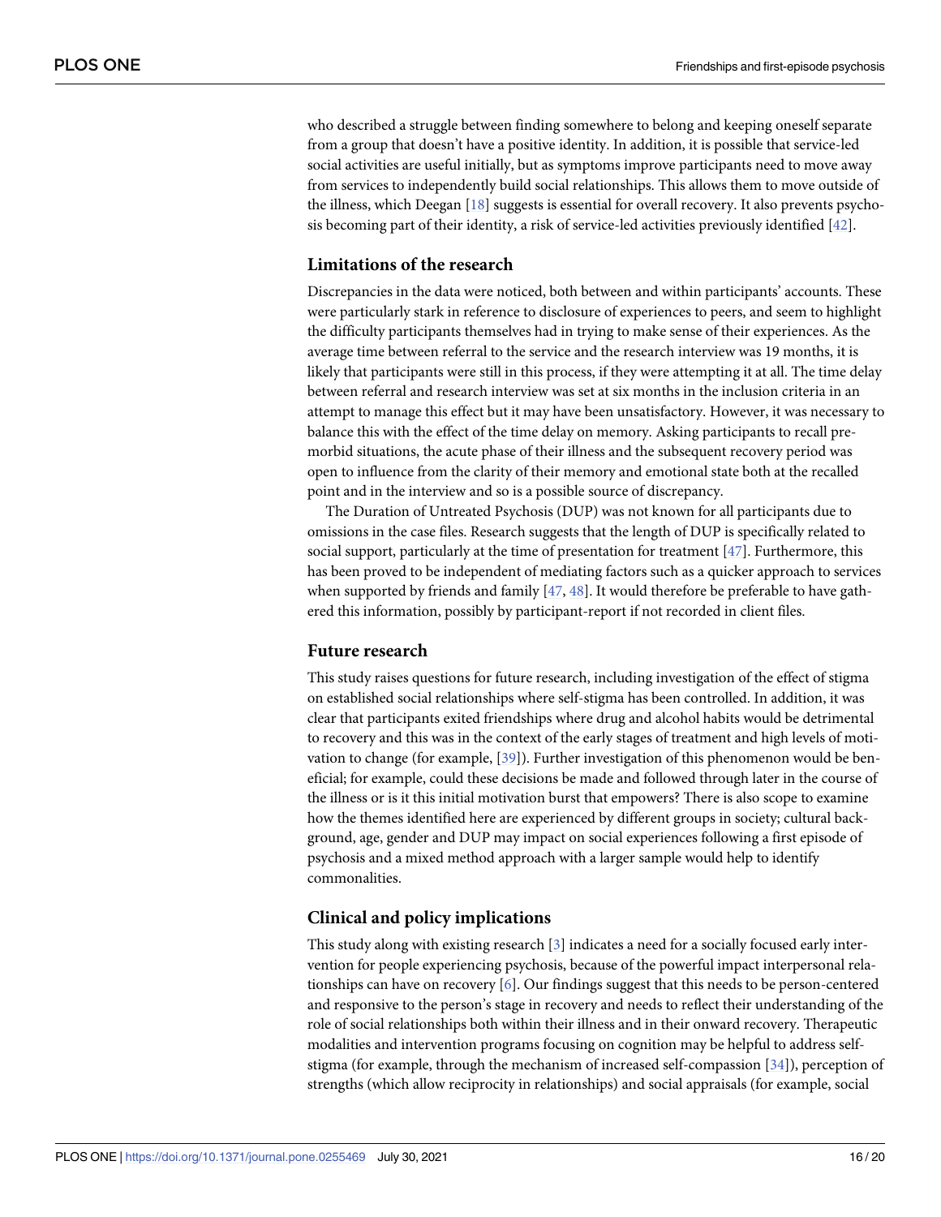who described a struggle between finding somewhere to belong and keeping oneself separate from a group that doesn't have a positive identity. In addition, it is possible that service-led social activities are useful initially, but as symptoms improve participants need to move away from services to independently build social relationships. This allows them to move outside of the illness, which Deegan [18] suggests is essential for overall recovery. It also prevents psychosis becoming part of their identity, a risk of service-led activities previously identified [42].

## Limitations of the research

Discrepancies in the data were noticed, both between and within participants' accounts. These were particularly stark in reference to disclosure of experiences to peers, and seem to highlight the difficulty participants themselves had in trying to make sense of their experiences. As the average time between referral to the service and the research interview was 19 months, it is likely that participants were still in this process, if they were attempting it at all. The time delay between referral and research interview was set at six months in the inclusion criteria in an attempt to manage this effect but it may have been unsatisfactory. However, it was necessary to balance this with the effect of the time delay on memory. Asking participants to recall pre-morbid situations, the acute phase of their illness and the subsequent recovery period was open to influence from the clarity of their memory and emotional state both at the recalled point and in the interview and so is a possible source of discrepancy.

The Duration of Untreated Psychosis (DUP) was not known for all participants due to omissions in the case files. Research suggests that the length of DUP is specifically related to social support, particularly at the time of presentation for treatment [47]. Furthermore, this has been proved to be independent of mediating factors such as a quicker approach to services when supported by friends and family [47, 48]. It would therefore be preferable to have gathered this information, possibly by participant-report if not recorded in client files.

## Future research

This study raises questions for future research, including investigation of the effect of stigma on established social relationships where self-stigma has been controlled. In addition, it was clear that participants exited friendships where drug and alcohol habits would be detrimental to recovery and this was in the context of the early stages of treatment and high levels of motivation to change (for example, [39]). Further investigation of this phenomenon would be beneficial; for example, could these decisions be made and followed through later in the course of the illness or is it this initial motivation burst that empowers? There is also scope to examine how the themes identified here are experienced by different groups in society; cultural background, age, gender and DUP may impact on social experiences following a first episode of psychosis and a mixed method approach with a larger sample would help to identify commonalities.

## Clinical and policy implications

This study along with existing research [3] indicates a need for a socially focused early intervention for people experiencing psychosis, because of the powerful impact interpersonal relationships can have on recovery [6]. Our findings suggest that this needs to be person-centered and responsive to the person's stage in recovery and needs to reflect their understanding of the role of social relationships both within their illness and in their onward recovery. Therapeutic modalities and intervention programs focusing on cognition may be helpful to address self-stigma (for example, through the mechanism of increased self-compassion [34]), perception of strengths (which allow reciprocity in relationships) and social appraisals (for example, social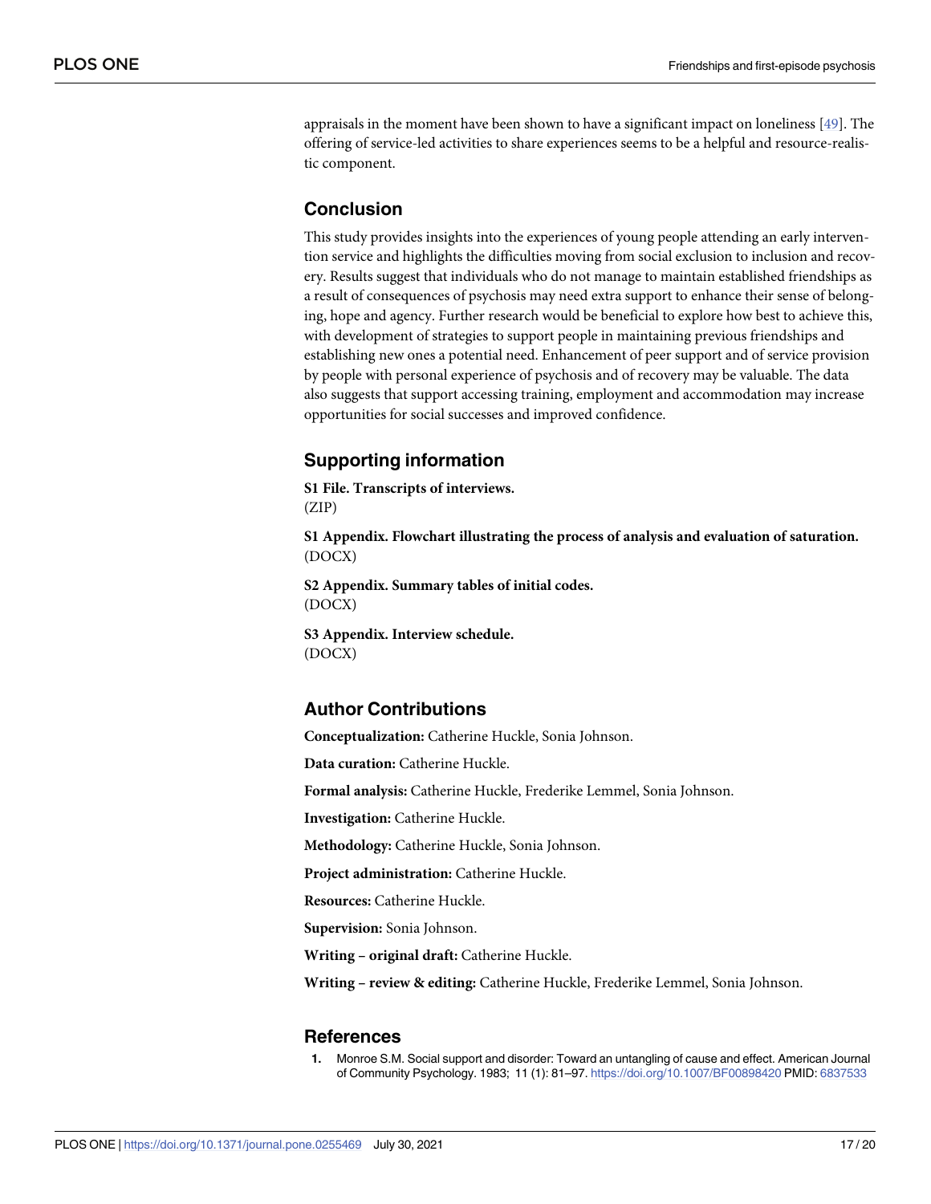appraisals in the moment have been shown to have a significant impact on loneliness [49]. The offering of service-led activities to share experiences seems to be a helpful and resource-realistic component.

## Conclusion

This study provides insights into the experiences of young people attending an early intervention service and highlights the difficulties moving from social exclusion to inclusion and recovery. Results suggest that individuals who do not manage to maintain established friendships as a result of consequences of psychosis may need extra support to enhance their sense of belonging, hope and agency. Further research would be beneficial to explore how best to achieve this, with development of strategies to support people in maintaining previous friendships and establishing new ones a potential need. Enhancement of peer support and of service provision by people with personal experience of psychosis and of recovery may be valuable. The data also suggests that support accessing training, employment and accommodation may increase opportunities for social successes and improved confidence.

## Supporting information

**S1 File. Transcripts of interviews.**
(ZIP)

**S1 Appendix. Flowchart illustrating the process of analysis and evaluation of saturation.**
(DOCX)

**S2 Appendix. Summary tables of initial codes.**
(DOCX)

**S3 Appendix. Interview schedule.**
(DOCX)

## Author Contributions

**Conceptualization:** Catherine Huckle, Sonia Johnson.

**Data curation:** Catherine Huckle.

**Formal analysis:** Catherine Huckle, Frederike Lemmel, Sonia Johnson.

**Investigation:** Catherine Huckle.

**Methodology:** Catherine Huckle, Sonia Johnson.

**Project administration:** Catherine Huckle.

**Resources:** Catherine Huckle.

**Supervision:** Sonia Johnson.

**Writing – original draft:** Catherine Huckle.

**Writing – review & editing:** Catherine Huckle, Frederike Lemmel, Sonia Johnson.

## References

1. Monroe S.M. Social support and disorder: Toward an untangling of cause and effect. American Journal of Community Psychology. 1983; 11 (1): 81–97. https://doi.org/10.1007/BF00898420 PMID: 6837533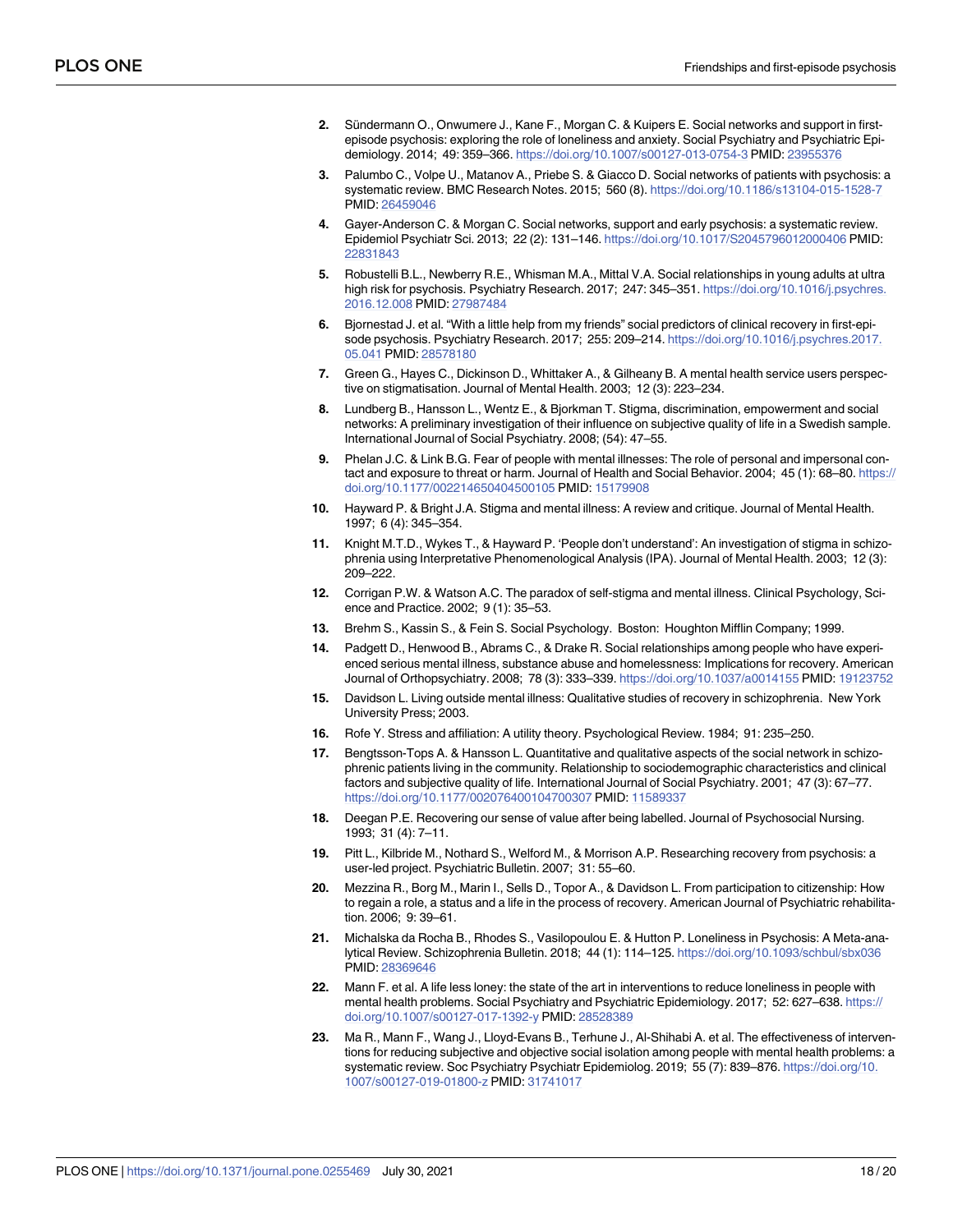2. Sündermann O., Onwumere J., Kane F., Morgan C. & Kuipers E. Social networks and support in first-episode psychosis: exploring the role of loneliness and anxiety. Social Psychiatry and Psychiatric Epidemiology. 2014; 49: 359–366. https://doi.org/10.1007/s00127-013-0754-3 PMID: 23955376
3. Palumbo C., Volpe U., Matanov A., Priebe S. & Giacco D. Social networks of patients with psychosis: a systematic review. BMC Research Notes. 2015; 560 (8). https://doi.org/10.1186/s13104-015-1528-7 PMID: 26459046
4. Gayer-Anderson C. & Morgan C. Social networks, support and early psychosis: a systematic review. Epidemiol Psychiatr Sci. 2013; 22 (2): 131–146. https://doi.org/10.1017/S2045796012000406 PMID: 22831843
5. Robustelli B.L., Newberry R.E., Whisman M.A., Mittal V.A. Social relationships in young adults at ultra high risk for psychosis. Psychiatry Research. 2017; 247: 345–351. https://doi.org/10.1016/j.psychres.2016.12.008 PMID: 27987484
6. Bjornestad J. et al. "With a little help from my friends" social predictors of clinical recovery in first-episode psychosis. Psychiatry Research. 2017; 255: 209–214. https://doi.org/10.1016/j.psychres.2017.05.041 PMID: 28578180
7. Green G., Hayes C., Dickinson D., Whittaker A., & Gilheany B. A mental health service users perspective on stigmatisation. Journal of Mental Health. 2003; 12 (3): 223–234.
8. Lundberg B., Hansson L., Wentz E., & Bjorkman T. Stigma, discrimination, empowerment and social networks: A preliminary investigation of their influence on subjective quality of life in a Swedish sample. International Journal of Social Psychiatry. 2008; (54): 47–55.
9. Phelan J.C. & Link B.G. Fear of people with mental illnesses: The role of personal and impersonal contact and exposure to threat or harm. Journal of Health and Social Behavior. 2004; 45 (1): 68–80. https://doi.org/10.1177/002214650404500105 PMID: 15179908
10. Hayward P. & Bright J.A. Stigma and mental illness: A review and critique. Journal of Mental Health. 1997; 6 (4): 345–354.
11. Knight M.T.D., Wykes T., & Hayward P. 'People don't understand': An investigation of stigma in schizophrenia using Interpretative Phenomenological Analysis (IPA). Journal of Mental Health. 2003; 12 (3): 209–222.
12. Corrigan P.W. & Watson A.C. The paradox of self-stigma and mental illness. Clinical Psychology, Science and Practice. 2002; 9 (1): 35–53.
13. Brehm S., Kassin S., & Fein S. Social Psychology. Boston: Houghton Mifflin Company; 1999.
14. Padgett D., Henwood B., Abrams C., & Drake R. Social relationships among people who have experienced serious mental illness, substance abuse and homelessness: Implications for recovery. American Journal of Orthopsychiatry. 2008; 78 (3): 333–339. https://doi.org/10.1037/a0014155 PMID: 19123752
15. Davidson L. Living outside mental illness: Qualitative studies of recovery in schizophrenia. New York University Press; 2003.
16. Rofe Y. Stress and affiliation: A utility theory. Psychological Review. 1984; 91: 235–250.
17. Bengtsson-Tops A. & Hansson L. Quantitative and qualitative aspects of the social network in schizophrenic patients living in the community. Relationship to sociodemographic characteristics and clinical factors and subjective quality of life. International Journal of Social Psychiatry. 2001; 47 (3): 67–77. https://doi.org/10.1177/002076400104700307 PMID: 11589337
18. Deegan P.E. Recovering our sense of value after being labelled. Journal of Psychosocial Nursing. 1993; 31 (4): 7–11.
19. Pitt L., Kilbride M., Nothard S., Welford M., & Morrison A.P. Researching recovery from psychosis: a user-led project. Psychiatric Bulletin. 2007; 31: 55–60.
20. Mezzina R., Borg M., Marin I., Sells D., Topor A., & Davidson L. From participation to citizenship: How to regain a role, a status and a life in the process of recovery. American Journal of Psychiatric rehabilitation. 2006; 9: 39–61.
21. Michalska da Rocha B., Rhodes S., Vasilopoulou E. & Hutton P. Loneliness in Psychosis: A Meta-analytical Review. Schizophrenia Bulletin. 2018; 44 (1): 114–125. https://doi.org/10.1093/schbul/sbx036 PMID: 28369646
22. Mann F. et al. A life less loney: the state of the art in interventions to reduce loneliness in people with mental health problems. Social Psychiatry and Psychiatric Epidemiology. 2017; 52: 627–638. https://doi.org/10.1007/s00127-017-1392-y PMID: 28528389
23. Ma R., Mann F., Wang J., Lloyd-Evans B., Terhune J., Al-Shihabi A. et al. The effectiveness of interventions for reducing subjective and objective social isolation among people with mental health problems: a systematic review. Soc Psychiatry Psychiatr Epidemiolog. 2019; 55 (7): 839–876. https://doi.org/10.1007/s00127-019-01800-z PMID: 31741017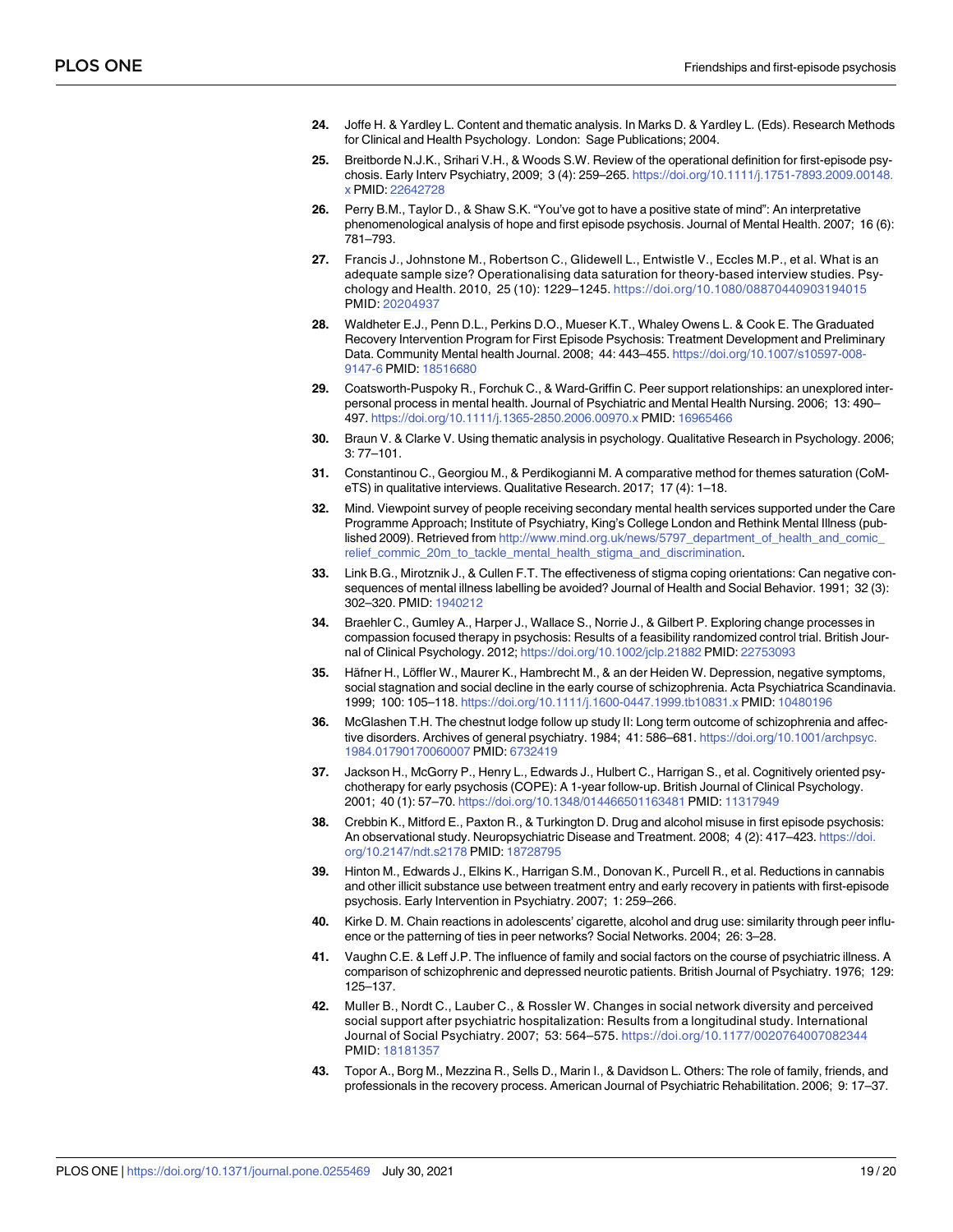24. Joffe H. & Yardley L. Content and thematic analysis. In Marks D. & Yardley L. (Eds). Research Methods for Clinical and Health Psychology. London: Sage Publications; 2004.

25. Breitborde N.J.K., Srihari V.H., & Woods S.W. Review of the operational definition for first-episode psychosis. Early Interv Psychiatry, 2009; 3 (4): 259–265. https://doi.org/10.1111/j.1751-7893.2009.00148.x PMID: 22642728

26. Perry B.M., Taylor D., & Shaw S.K. "You've got to have a positive state of mind": An interpretative phenomenological analysis of hope and first episode psychosis. Journal of Mental Health. 2007; 16 (6): 781–793.

27. Francis J., Johnstone M., Robertson C., Glidewell L., Entwistle V., Eccles M.P., et al. What is an adequate sample size? Operationalising data saturation for theory-based interview studies. Psychology and Health. 2010, 25 (10): 1229–1245. https://doi.org/10.1080/08870440903194015 PMID: 20204937

28. Waldheter E.J., Penn D.L., Perkins D.O., Mueser K.T., Whaley Owens L. & Cook E. The Graduated Recovery Intervention Program for First Episode Psychosis: Treatment Development and Preliminary Data. Community Mental health Journal. 2008; 44: 443–455. https://doi.org/10.1007/s10597-008-9147-6 PMID: 18516680

29. Coatsworth-Puspoky R., Forchuk C., & Ward-Griffin C. Peer support relationships: an unexplored interpersonal process in mental health. Journal of Psychiatric and Mental Health Nursing. 2006; 13: 490–497. https://doi.org/10.1111/j.1365-2850.2006.00970.x PMID: 16965466

30. Braun V. & Clarke V. Using thematic analysis in psychology. Qualitative Research in Psychology. 2006; 3: 77–101.

31. Constantinou C., Georgiou M., & Perdikogianni M. A comparative method for themes saturation (CoMeTS) in qualitative interviews. Qualitative Research. 2017; 17 (4): 1–18.

32. Mind. Viewpoint survey of people receiving secondary mental health services supported under the Care Programme Approach; Institute of Psychiatry, King's College London and Rethink Mental Illness (published 2009). Retrieved from http://www.mind.org.uk/news/5797_department_of_health_and_comic_relief_commic_20m_to_tackle_mental_health_stigma_and_discrimination.

33. Link B.G., Mirotznik J., & Cullen F.T. The effectiveness of stigma coping orientations: Can negative consequences of mental illness labelling be avoided? Journal of Health and Social Behavior. 1991; 32 (3): 302–320. PMID: 1940212

34. Braehler C., Gumley A., Harper J., Wallace S., Norrie J., & Gilbert P. Exploring change processes in compassion focused therapy in psychosis: Results of a feasibility randomized control trial. British Journal of Clinical Psychology. 2012; https://doi.org/10.1002/jclp.21882 PMID: 22753093

35. Häfner H., Löffler W., Maurer K., Hambrecht M., & an der Heiden W. Depression, negative symptoms, social stagnation and social decline in the early course of schizophrenia. Acta Psychiatrica Scandinavia. 1999; 100: 105–118. https://doi.org/10.1111/j.1600-0447.1999.tb10831.x PMID: 10480196

36. McGlashen T.H. The chestnut lodge follow up study II: Long term outcome of schizophrenia and affective disorders. Archives of general psychiatry. 1984; 41: 586–681. https://doi.org/10.1001/archpsyc.1984.01790170060007 PMID: 6732419

37. Jackson H., McGorry P., Henry L., Edwards J., Hulbert C., Harrigan S., et al. Cognitively oriented psychotherapy for early psychosis (COPE): A 1-year follow-up. British Journal of Clinical Psychology. 2001; 40 (1): 57–70. https://doi.org/10.1348/014466501163481 PMID: 11317949

38. Crebbin K., Mitford E., Paxton R., & Turkington D. Drug and alcohol misuse in first episode psychosis: An observational study. Neuropsychiatric Disease and Treatment. 2008; 4 (2): 417–423. https://doi.org/10.2147/ndt.s2178 PMID: 18728795

39. Hinton M., Edwards J., Elkins K., Harrigan S.M., Donovan K., Purcell R., et al. Reductions in cannabis and other illicit substance use between treatment entry and early recovery in patients with first-episode psychosis. Early Intervention in Psychiatry. 2007; 1: 259–266.

40. Kirke D. M. Chain reactions in adolescents' cigarette, alcohol and drug use: similarity through peer influence or the patterning of ties in peer networks? Social Networks. 2004; 26: 3–28.

41. Vaughn C.E. & Leff J.P. The influence of family and social factors on the course of psychiatric illness. A comparison of schizophrenic and depressed neurotic patients. British Journal of Psychiatry. 1976; 129: 125–137.

42. Muller B., Nordt C., Lauber C., & Rossler W. Changes in social network diversity and perceived social support after psychiatric hospitalization: Results from a longitudinal study. International Journal of Social Psychiatry. 2007; 53: 564–575. https://doi.org/10.1177/0020764007082344 PMID: 18181357

43. Topor A., Borg M., Mezzina R., Sells D., Marin I., & Davidson L. Others: The role of family, friends, and professionals in the recovery process. American Journal of Psychiatric Rehabilitation. 2006; 9: 17–37.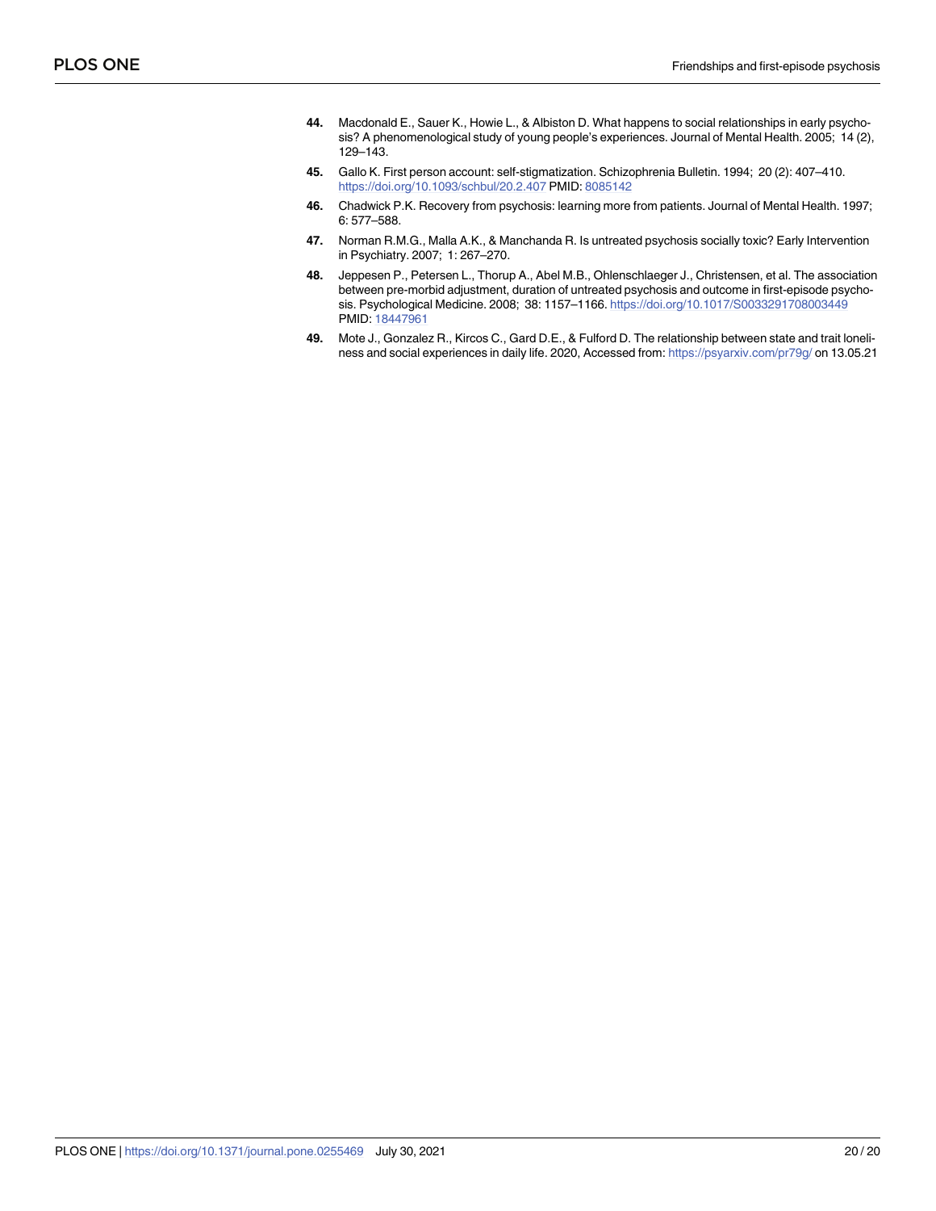44. Macdonald E., Sauer K., Howie L., & Albiston D. What happens to social relationships in early psychosis? A phenomenological study of young people's experiences. Journal of Mental Health. 2005; 14 (2), 129–143.

45. Gallo K. First person account: self-stigmatization. Schizophrenia Bulletin. 1994; 20 (2): 407–410. https://doi.org/10.1093/schbul/20.2.407 PMID: 8085142

46. Chadwick P.K. Recovery from psychosis: learning more from patients. Journal of Mental Health. 1997; 6: 577–588.

47. Norman R.M.G., Malla A.K., & Manchanda R. Is untreated psychosis socially toxic? Early Intervention in Psychiatry. 2007; 1: 267–270.

48. Jeppesen P., Petersen L., Thorup A., Abel M.B., Ohlenschlaeger J., Christensen, et al. The association between pre-morbid adjustment, duration of untreated psychosis and outcome in first-episode psychosis. Psychological Medicine. 2008; 38: 1157–1166. https://doi.org/10.1017/S0033291708003449 PMID: 18447961

49. Mote J., Gonzalez R., Kircos C., Gard D.E., & Fulford D. The relationship between state and trait loneliness and social experiences in daily life. 2020, Accessed from: https://psyarxiv.com/pr79g/ on 13.05.21